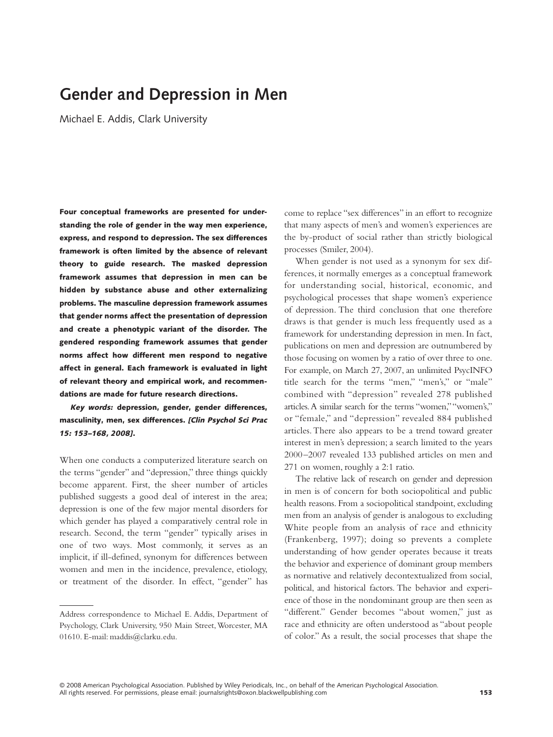# Gender and Depression in Men

Michael E. Addis, Clark University

**Four conceptual frameworks are presented for understanding the role of gender in the way men experience, express, and respond to depression. The sex differences framework is often limited by the absence of relevant theory to guide research. The masked depression framework assumes that depression in men can be hidden by substance abuse and other externalizing problems. The masculine depression framework assumes that gender norms affect the presentation of depression and create a phenotypic variant of the disorder. The gendered responding framework assumes that gender norms affect how different men respond to negative affect in general. Each framework is evaluated in light of relevant theory and empirical work, and recommendations are made for future research directions.**

***Key words:*** **depression, gender, gender differences, masculinity, men, sex differences.** ***[Clin Psychol Sci Prac 15: 153–168, 2008].***

When one conducts a computerized literature search on the terms "gender" and "depression," three things quickly become apparent. First, the sheer number of articles published suggests a good deal of interest in the area; depression is one of the few major mental disorders for which gender has played a comparatively central role in research. Second, the term "gender" typically arises in one of two ways. Most commonly, it serves as an implicit, if ill-defined, synonym for differences between women and men in the incidence, prevalence, etiology, or treatment of the disorder. In effect, "gender" has come to replace "sex differences" in an effort to recognize that many aspects of men's and women's experiences are the by-product of social rather than strictly biological processes (Smiler, 2004).

When gender is not used as a synonym for sex differences, it normally emerges as a conceptual framework for understanding social, historical, economic, and psychological processes that shape women's experience of depression. The third conclusion that one therefore draws is that gender is much less frequently used as a framework for understanding depression in men. In fact, publications on men and depression are outnumbered by those focusing on women by a ratio of over three to one. For example, on March 27, 2007, an unlimited PsycINFO title search for the terms "men," "men's," or "male" combined with "depression" revealed 278 published articles. A similar search for the terms "women," "women's," or "female," and "depression" revealed 884 published articles. There also appears to be a trend toward greater interest in men's depression; a search limited to the years 2000–2007 revealed 133 published articles on men and 271 on women, roughly a 2:1 ratio.

The relative lack of research on gender and depression in men is of concern for both sociopolitical and public health reasons. From a sociopolitical standpoint, excluding men from an analysis of gender is analogous to excluding White people from an analysis of race and ethnicity (Frankenberg, 1997); doing so prevents a complete understanding of how gender operates because it treats the behavior and experience of dominant group members as normative and relatively decontextualized from social, political, and historical factors. The behavior and experience of those in the nondominant group are then seen as "different." Gender becomes "about women," just as race and ethnicity are often understood as "about people of color." As a result, the social processes that shape the

---

Address correspondence to Michael E. Addis, Department of Psychology, Clark University, 950 Main Street, Worcester, MA 01610. E-mail: maddis@clarku.edu.

© 2008 American Psychological Association. Published by Wiley Periodicals, Inc., on behalf of the American Psychological Association. All rights reserved. For permissions, please email: journalsrights@oxon.blackwellpublishing.com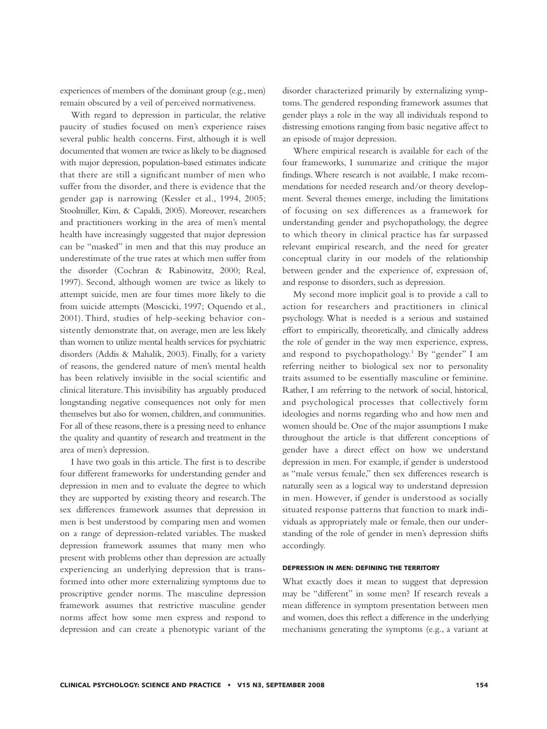experiences of members of the dominant group (e.g., men) remain obscured by a veil of perceived normativeness.

With regard to depression in particular, the relative paucity of studies focused on men's experience raises several public health concerns. First, although it is well documented that women are twice as likely to be diagnosed with major depression, population-based estimates indicate that there are still a significant number of men who suffer from the disorder, and there is evidence that the gender gap is narrowing (Kessler et al., 1994, 2005; Stoolmiller, Kim, & Capaldi, 2005). Moreover, researchers and practitioners working in the area of men's mental health have increasingly suggested that major depression can be "masked" in men and that this may produce an underestimate of the true rates at which men suffer from the disorder (Cochran & Rabinowitz, 2000; Real, 1997). Second, although women are twice as likely to attempt suicide, men are four times more likely to die from suicide attempts (Moscicki, 1997; Oquendo et al., 2001). Third, studies of help-seeking behavior consistently demonstrate that, on average, men are less likely than women to utilize mental health services for psychiatric disorders (Addis & Mahalik, 2003). Finally, for a variety of reasons, the gendered nature of men's mental health has been relatively invisible in the social scientific and clinical literature. This invisibility has arguably produced longstanding negative consequences not only for men themselves but also for women, children, and communities. For all of these reasons, there is a pressing need to enhance the quality and quantity of research and treatment in the area of men's depression.

I have two goals in this article. The first is to describe four different frameworks for understanding gender and depression in men and to evaluate the degree to which they are supported by existing theory and research. The sex differences framework assumes that depression in men is best understood by comparing men and women on a range of depression-related variables. The masked depression framework assumes that many men who present with problems other than depression are actually experiencing an underlying depression that is transformed into other more externalizing symptoms due to proscriptive gender norms. The masculine depression framework assumes that restrictive masculine gender norms affect how some men express and respond to depression and can create a phenotypic variant of the disorder characterized primarily by externalizing symptoms. The gendered responding framework assumes that gender plays a role in the way all individuals respond to distressing emotions ranging from basic negative affect to an episode of major depression.

Where empirical research is available for each of the four frameworks, I summarize and critique the major findings. Where research is not available, I make recommendations for needed research and/or theory development. Several themes emerge, including the limitations of focusing on sex differences as a framework for understanding gender and psychopathology, the degree to which theory in clinical practice has far surpassed relevant empirical research, and the need for greater conceptual clarity in our models of the relationship between gender and the experience of, expression of, and response to disorders, such as depression.

My second more implicit goal is to provide a call to action for researchers and practitioners in clinical psychology. What is needed is a serious and sustained effort to empirically, theoretically, and clinically address the role of gender in the way men experience, express, and respond to psychopathology.[1] By "gender" I am referring neither to biological sex nor to personality traits assumed to be essentially masculine or feminine. Rather, I am referring to the network of social, historical, and psychological processes that collectively form ideologies and norms regarding who and how men and women should be. One of the major assumptions I make throughout the article is that different conceptions of gender have a direct effect on how we understand depression in men. For example, if gender is understood as "male versus female," then sex differences research is naturally seen as a logical way to understand depression in men. However, if gender is understood as socially situated response patterns that function to mark individuals as appropriately male or female, then our understanding of the role of gender in men's depression shifts accordingly.

## DEPRESSION IN MEN: DEFINING THE TERRITORY

What exactly does it mean to suggest that depression may be "different" in some men? If research reveals a mean difference in symptom presentation between men and women, does this reflect a difference in the underlying mechanisms generating the symptoms (e.g., a variant at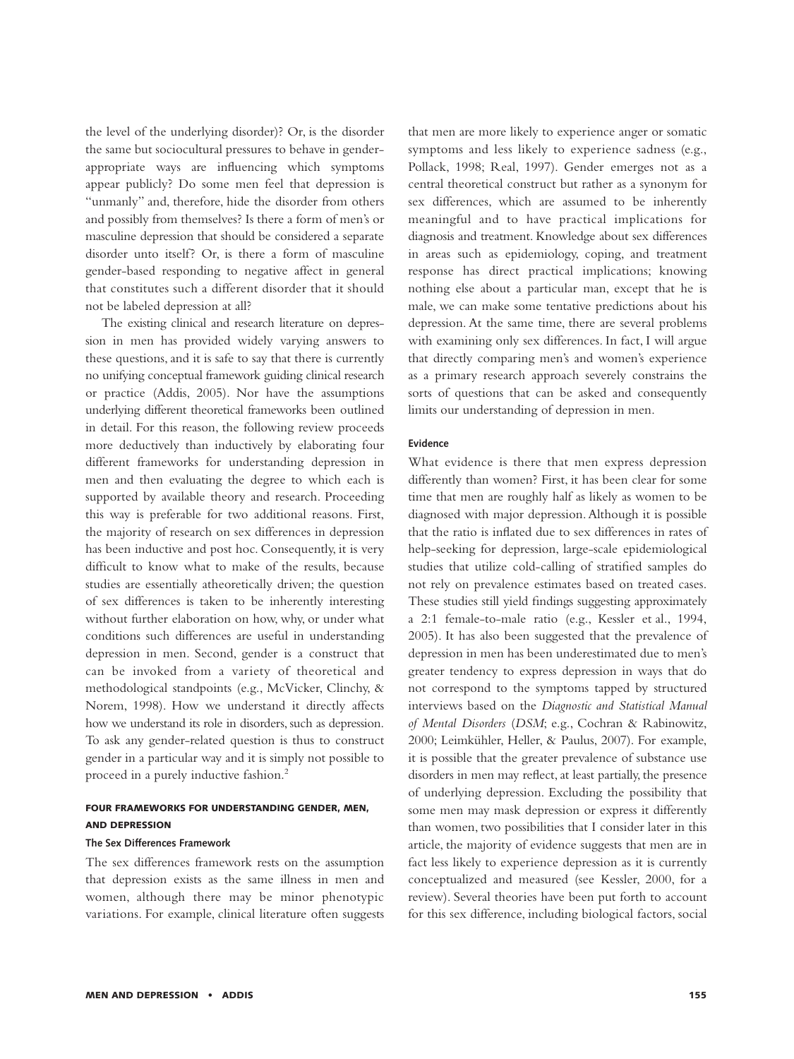the level of the underlying disorder)? Or, is the disorder the same but sociocultural pressures to behave in gender-appropriate ways are influencing which symptoms appear publicly? Do some men feel that depression is "unmanly" and, therefore, hide the disorder from others and possibly from themselves? Is there a form of men's or masculine depression that should be considered a separate disorder unto itself? Or, is there a form of masculine gender-based responding to negative affect in general that constitutes such a different disorder that it should not be labeled depression at all?

The existing clinical and research literature on depression in men has provided widely varying answers to these questions, and it is safe to say that there is currently no unifying conceptual framework guiding clinical research or practice (Addis, 2005). Nor have the assumptions underlying different theoretical frameworks been outlined in detail. For this reason, the following review proceeds more deductively than inductively by elaborating four different frameworks for understanding depression in men and then evaluating the degree to which each is supported by available theory and research. Proceeding this way is preferable for two additional reasons. First, the majority of research on sex differences in depression has been inductive and post hoc. Consequently, it is very difficult to know what to make of the results, because studies are essentially atheoretically driven; the question of sex differences is taken to be inherently interesting without further elaboration on how, why, or under what conditions such differences are useful in understanding depression in men. Second, gender is a construct that can be invoked from a variety of theoretical and methodological standpoints (e.g., McVicker, Clinchy, & Norem, 1998). How we understand it directly affects how we understand its role in disorders, such as depression. To ask any gender-related question is thus to construct gender in a particular way and it is simply not possible to proceed in a purely inductive fashion.[2]

## FOUR FRAMEWORKS FOR UNDERSTANDING GENDER, MEN, AND DEPRESSION

### The Sex Differences Framework

The sex differences framework rests on the assumption that depression exists as the same illness in men and women, although there may be minor phenotypic variations. For example, clinical literature often suggests that men are more likely to experience anger or somatic symptoms and less likely to experience sadness (e.g., Pollack, 1998; Real, 1997). Gender emerges not as a central theoretical construct but rather as a synonym for sex differences, which are assumed to be inherently meaningful and to have practical implications for diagnosis and treatment. Knowledge about sex differences in areas such as epidemiology, coping, and treatment response has direct practical implications; knowing nothing else about a particular man, except that he is male, we can make some tentative predictions about his depression. At the same time, there are several problems with examining only sex differences. In fact, I will argue that directly comparing men's and women's experience as a primary research approach severely constrains the sorts of questions that can be asked and consequently limits our understanding of depression in men.

#### Evidence

What evidence is there that men express depression differently than women? First, it has been clear for some time that men are roughly half as likely as women to be diagnosed with major depression. Although it is possible that the ratio is inflated due to sex differences in rates of help-seeking for depression, large-scale epidemiological studies that utilize cold-calling of stratified samples do not rely on prevalence estimates based on treated cases. These studies still yield findings suggesting approximately a 2:1 female-to-male ratio (e.g., Kessler et al., 1994, 2005). It has also been suggested that the prevalence of depression in men has been underestimated due to men's greater tendency to express depression in ways that do not correspond to the symptoms tapped by structured interviews based on the *Diagnostic and Statistical Manual of Mental Disorders* (*DSM*; e.g., Cochran & Rabinowitz, 2000; Leimkühler, Heller, & Paulus, 2007). For example, it is possible that the greater prevalence of substance use disorders in men may reflect, at least partially, the presence of underlying depression. Excluding the possibility that some men may mask depression or express it differently than women, two possibilities that I consider later in this article, the majority of evidence suggests that men are in fact less likely to experience depression as it is currently conceptualized and measured (see Kessler, 2000, for a review). Several theories have been put forth to account for this sex difference, including biological factors, social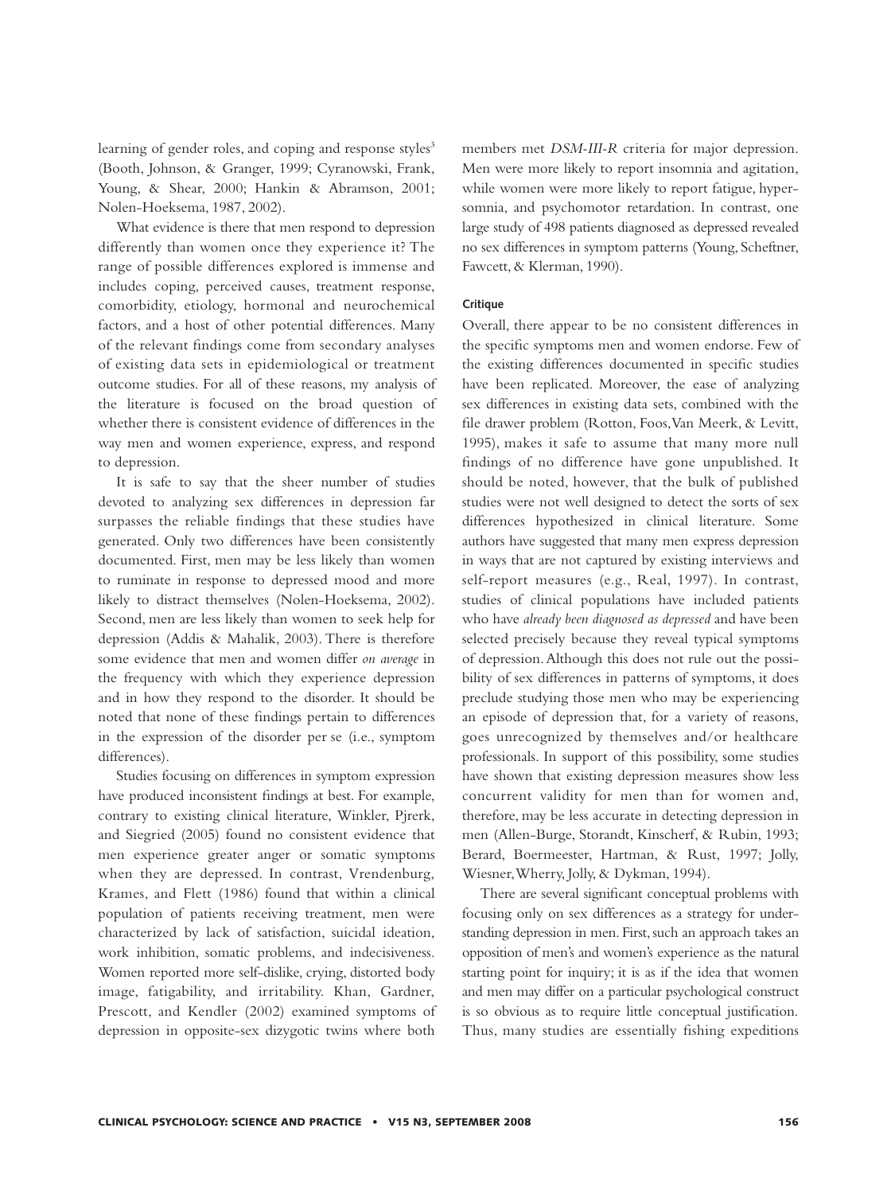learning of gender roles, and coping and response styles[3] (Booth, Johnson, & Granger, 1999; Cyranowski, Frank, Young, & Shear, 2000; Hankin & Abramson, 2001; Nolen-Hoeksema, 1987, 2002).

What evidence is there that men respond to depression differently than women once they experience it? The range of possible differences explored is immense and includes coping, perceived causes, treatment response, comorbidity, etiology, hormonal and neurochemical factors, and a host of other potential differences. Many of the relevant findings come from secondary analyses of existing data sets in epidemiological or treatment outcome studies. For all of these reasons, my analysis of the literature is focused on the broad question of whether there is consistent evidence of differences in the way men and women experience, express, and respond to depression.

It is safe to say that the sheer number of studies devoted to analyzing sex differences in depression far surpasses the reliable findings that these studies have generated. Only two differences have been consistently documented. First, men may be less likely than women to ruminate in response to depressed mood and more likely to distract themselves (Nolen-Hoeksema, 2002). Second, men are less likely than women to seek help for depression (Addis & Mahalik, 2003). There is therefore some evidence that men and women differ *on average* in the frequency with which they experience depression and in how they respond to the disorder. It should be noted that none of these findings pertain to differences in the expression of the disorder per se (i.e., symptom differences).

Studies focusing on differences in symptom expression have produced inconsistent findings at best. For example, contrary to existing clinical literature, Winkler, Pjrerk, and Siegried (2005) found no consistent evidence that men experience greater anger or somatic symptoms when they are depressed. In contrast, Vrendenburg, Krames, and Flett (1986) found that within a clinical population of patients receiving treatment, men were characterized by lack of satisfaction, suicidal ideation, work inhibition, somatic problems, and indecisiveness. Women reported more self-dislike, crying, distorted body image, fatigability, and irritability. Khan, Gardner, Prescott, and Kendler (2002) examined symptoms of depression in opposite-sex dizygotic twins where both members met *DSM-III-R* criteria for major depression. Men were more likely to report insomnia and agitation, while women were more likely to report fatigue, hypersomnia, and psychomotor retardation. In contrast, one large study of 498 patients diagnosed as depressed revealed no sex differences in symptom patterns (Young, Scheftner, Fawcett, & Klerman, 1990).

#### Critique

Overall, there appear to be no consistent differences in the specific symptoms men and women endorse. Few of the existing differences documented in specific studies have been replicated. Moreover, the ease of analyzing sex differences in existing data sets, combined with the file drawer problem (Rotton, Foos, Van Meerk, & Levitt, 1995), makes it safe to assume that many more null findings of no difference have gone unpublished. It should be noted, however, that the bulk of published studies were not well designed to detect the sorts of sex differences hypothesized in clinical literature. Some authors have suggested that many men express depression in ways that are not captured by existing interviews and self-report measures (e.g., Real, 1997). In contrast, studies of clinical populations have included patients who have *already been diagnosed as depressed* and have been selected precisely because they reveal typical symptoms of depression. Although this does not rule out the possibility of sex differences in patterns of symptoms, it does preclude studying those men who may be experiencing an episode of depression that, for a variety of reasons, goes unrecognized by themselves and/or healthcare professionals. In support of this possibility, some studies have shown that existing depression measures show less concurrent validity for men than for women and, therefore, may be less accurate in detecting depression in men (Allen-Burge, Storandt, Kinscherf, & Rubin, 1993; Berard, Boermeester, Hartman, & Rust, 1997; Jolly, Wiesner, Wherry, Jolly, & Dykman, 1994).

There are several significant conceptual problems with focusing only on sex differences as a strategy for understanding depression in men. First, such an approach takes an opposition of men's and women's experience as the natural starting point for inquiry; it is as if the idea that women and men may differ on a particular psychological construct is so obvious as to require little conceptual justification. Thus, many studies are essentially fishing expeditions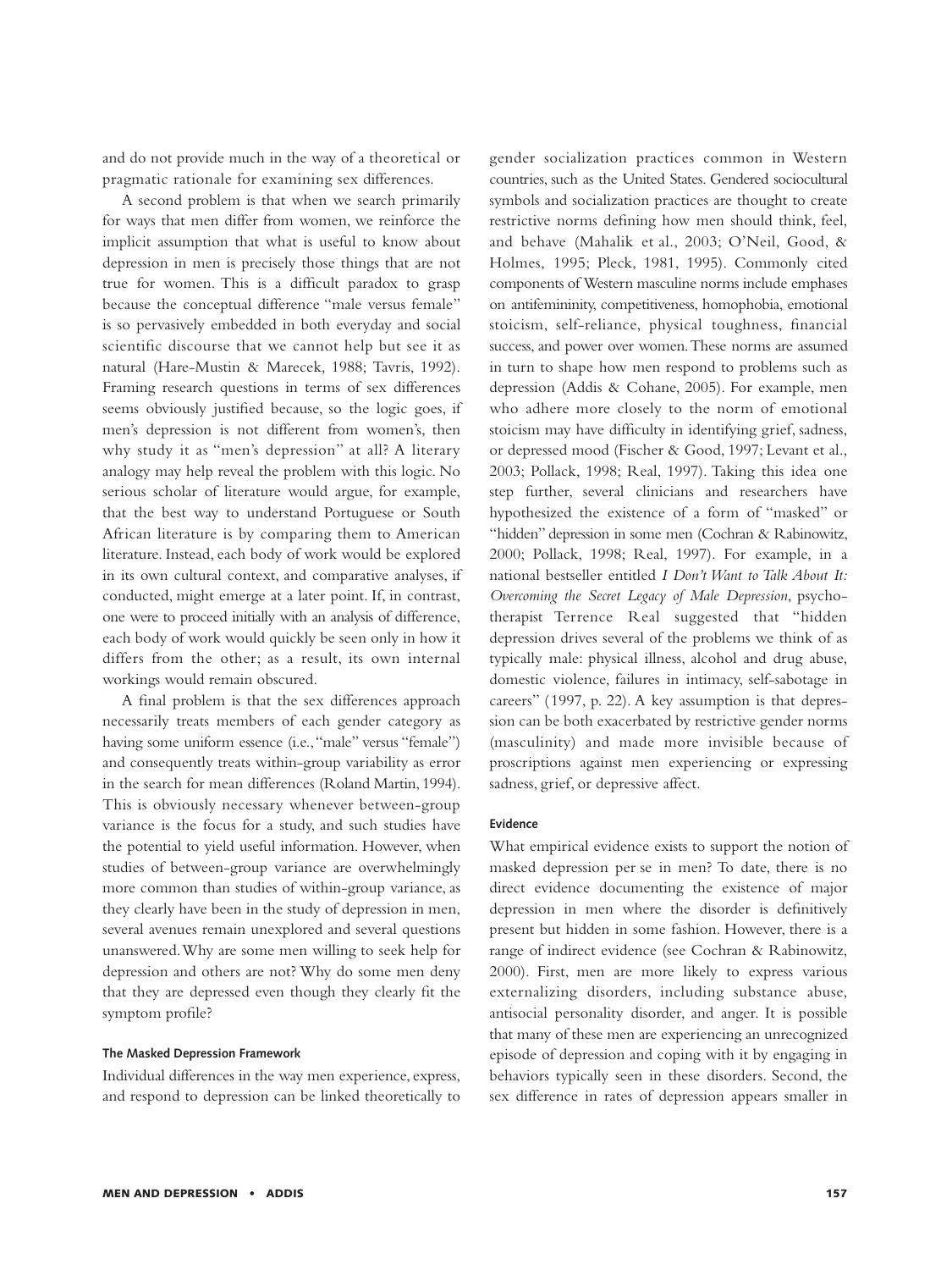and do not provide much in the way of a theoretical or pragmatic rationale for examining sex differences.

A second problem is that when we search primarily for ways that men differ from women, we reinforce the implicit assumption that what is useful to know about depression in men is precisely those things that are not true for women. This is a difficult paradox to grasp because the conceptual difference "male versus female" is so pervasively embedded in both everyday and social scientific discourse that we cannot help but see it as natural (Hare-Mustin & Marecek, 1988; Tavris, 1992). Framing research questions in terms of sex differences seems obviously justified because, so the logic goes, if men's depression is not different from women's, then why study it as "men's depression" at all? A literary analogy may help reveal the problem with this logic. No serious scholar of literature would argue, for example, that the best way to understand Portuguese or South African literature is by comparing them to American literature. Instead, each body of work would be explored in its own cultural context, and comparative analyses, if conducted, might emerge at a later point. If, in contrast, one were to proceed initially with an analysis of difference, each body of work would quickly be seen only in how it differs from the other; as a result, its own internal workings would remain obscured.

A final problem is that the sex differences approach necessarily treats members of each gender category as having some uniform essence (i.e., "male" versus "female") and consequently treats within-group variability as error in the search for mean differences (Roland Martin, 1994). This is obviously necessary whenever between-group variance is the focus for a study, and such studies have the potential to yield useful information. However, when studies of between-group variance are overwhelmingly more common than studies of within-group variance, as they clearly have been in the study of depression in men, several avenues remain unexplored and several questions unanswered. Why are some men willing to seek help for depression and others are not? Why do some men deny that they are depressed even though they clearly fit the symptom profile?

#### The Masked Depression Framework

Individual differences in the way men experience, express, and respond to depression can be linked theoretically to gender socialization practices common in Western countries, such as the United States. Gendered sociocultural symbols and socialization practices are thought to create restrictive norms defining how men should think, feel, and behave (Mahalik et al., 2003; O'Neil, Good, & Holmes, 1995; Pleck, 1981, 1995). Commonly cited components of Western masculine norms include emphases on antifemininity, competitiveness, homophobia, emotional stoicism, self-reliance, physical toughness, financial success, and power over women. These norms are assumed in turn to shape how men respond to problems such as depression (Addis & Cohane, 2005). For example, men who adhere more closely to the norm of emotional stoicism may have difficulty in identifying grief, sadness, or depressed mood (Fischer & Good, 1997; Levant et al., 2003; Pollack, 1998; Real, 1997). Taking this idea one step further, several clinicians and researchers have hypothesized the existence of a form of "masked" or "hidden" depression in some men (Cochran & Rabinowitz, 2000; Pollack, 1998; Real, 1997). For example, in a national bestseller entitled *I Don't Want to Talk About It: Overcoming the Secret Legacy of Male Depression*, psychotherapist Terrence Real suggested that "hidden depression drives several of the problems we think of as typically male: physical illness, alcohol and drug abuse, domestic violence, failures in intimacy, self-sabotage in careers" (1997, p. 22). A key assumption is that depression can be both exacerbated by restrictive gender norms (masculinity) and made more invisible because of proscriptions against men experiencing or expressing sadness, grief, or depressive affect.

#### Evidence

What empirical evidence exists to support the notion of masked depression per se in men? To date, there is no direct evidence documenting the existence of major depression in men where the disorder is definitively present but hidden in some fashion. However, there is a range of indirect evidence (see Cochran & Rabinowitz, 2000). First, men are more likely to express various externalizing disorders, including substance abuse, antisocial personality disorder, and anger. It is possible that many of these men are experiencing an unrecognized episode of depression and coping with it by engaging in behaviors typically seen in these disorders. Second, the sex difference in rates of depression appears smaller in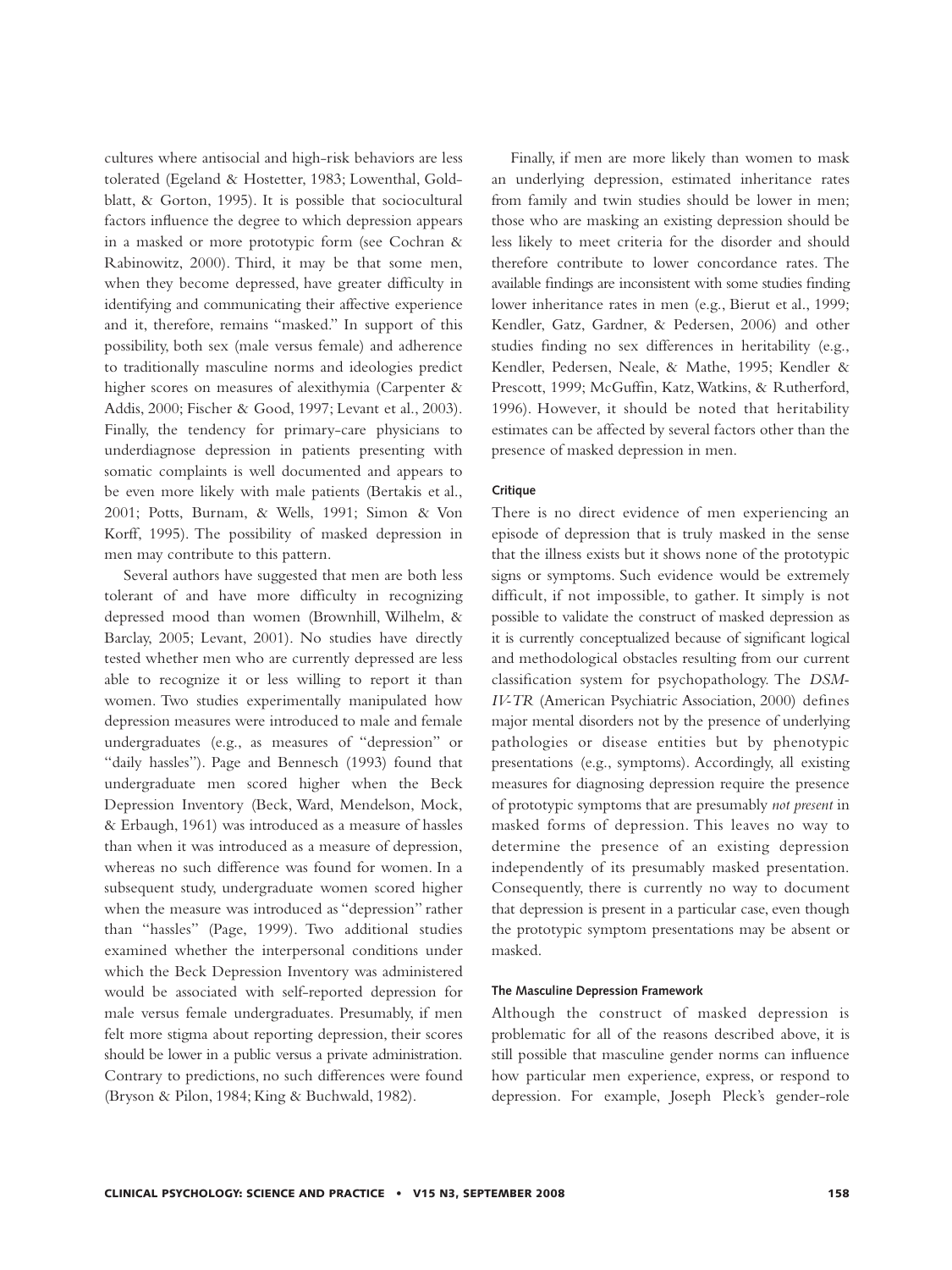cultures where antisocial and high-risk behaviors are less tolerated (Egeland & Hostetter, 1983; Lowenthal, Goldblatt, & Gorton, 1995). It is possible that sociocultural factors influence the degree to which depression appears in a masked or more prototypic form (see Cochran & Rabinowitz, 2000). Third, it may be that some men, when they become depressed, have greater difficulty in identifying and communicating their affective experience and it, therefore, remains "masked." In support of this possibility, both sex (male versus female) and adherence to traditionally masculine norms and ideologies predict higher scores on measures of alexithymia (Carpenter & Addis, 2000; Fischer & Good, 1997; Levant et al., 2003). Finally, the tendency for primary-care physicians to underdiagnose depression in patients presenting with somatic complaints is well documented and appears to be even more likely with male patients (Bertakis et al., 2001; Potts, Burnam, & Wells, 1991; Simon & Von Korff, 1995). The possibility of masked depression in men may contribute to this pattern.

Several authors have suggested that men are both less tolerant of and have more difficulty in recognizing depressed mood than women (Brownhill, Wilhelm, & Barclay, 2005; Levant, 2001). No studies have directly tested whether men who are currently depressed are less able to recognize it or less willing to report it than women. Two studies experimentally manipulated how depression measures were introduced to male and female undergraduates (e.g., as measures of "depression" or "daily hassles"). Page and Bennesch (1993) found that undergraduate men scored higher when the Beck Depression Inventory (Beck, Ward, Mendelson, Mock, & Erbaugh, 1961) was introduced as a measure of hassles than when it was introduced as a measure of depression, whereas no such difference was found for women. In a subsequent study, undergraduate women scored higher when the measure was introduced as "depression" rather than "hassles" (Page, 1999). Two additional studies examined whether the interpersonal conditions under which the Beck Depression Inventory was administered would be associated with self-reported depression for male versus female undergraduates. Presumably, if men felt more stigma about reporting depression, their scores should be lower in a public versus a private administration. Contrary to predictions, no such differences were found (Bryson & Pilon, 1984; King & Buchwald, 1982).

Finally, if men are more likely than women to mask an underlying depression, estimated inheritance rates from family and twin studies should be lower in men; those who are masking an existing depression should be less likely to meet criteria for the disorder and should therefore contribute to lower concordance rates. The available findings are inconsistent with some studies finding lower inheritance rates in men (e.g., Bierut et al., 1999; Kendler, Gatz, Gardner, & Pedersen, 2006) and other studies finding no sex differences in heritability (e.g., Kendler, Pedersen, Neale, & Mathe, 1995; Kendler & Prescott, 1999; McGuffin, Katz, Watkins, & Rutherford, 1996). However, it should be noted that heritability estimates can be affected by several factors other than the presence of masked depression in men.

#### Critique

There is no direct evidence of men experiencing an episode of depression that is truly masked in the sense that the illness exists but it shows none of the prototypic signs or symptoms. Such evidence would be extremely difficult, if not impossible, to gather. It simply is not possible to validate the construct of masked depression as it is currently conceptualized because of significant logical and methodological obstacles resulting from our current classification system for psychopathology. The *DSM-IV-TR* (American Psychiatric Association, 2000) defines major mental disorders not by the presence of underlying pathologies or disease entities but by phenotypic presentations (e.g., symptoms). Accordingly, all existing measures for diagnosing depression require the presence of prototypic symptoms that are presumably *not present* in masked forms of depression. This leaves no way to determine the presence of an existing depression independently of its presumably masked presentation. Consequently, there is currently no way to document that depression is present in a particular case, even though the prototypic symptom presentations may be absent or masked.

#### The Masculine Depression Framework

Although the construct of masked depression is problematic for all of the reasons described above, it is still possible that masculine gender norms can influence how particular men experience, express, or respond to depression. For example, Joseph Pleck's gender-role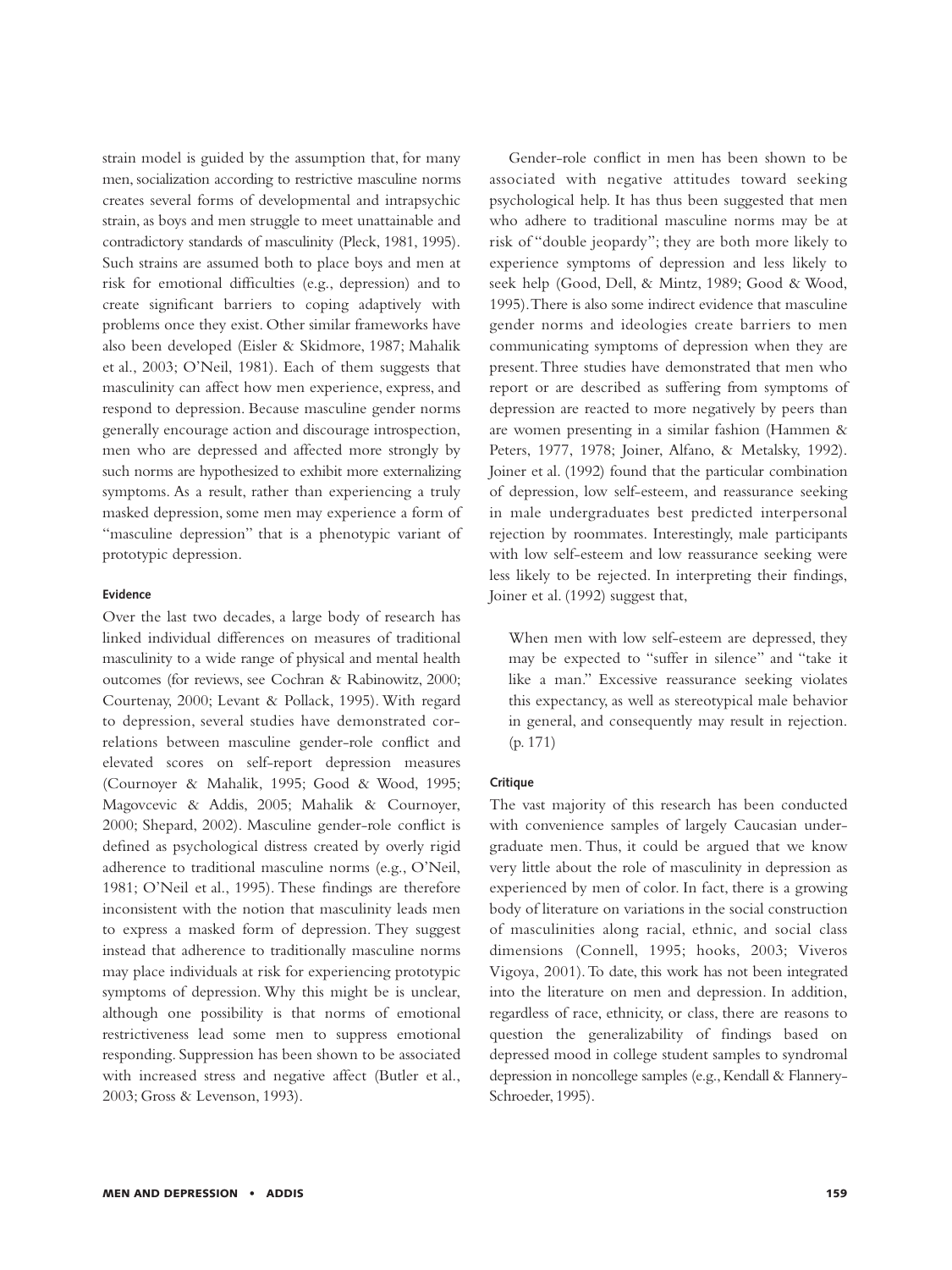strain model is guided by the assumption that, for many men, socialization according to restrictive masculine norms creates several forms of developmental and intrapsychic strain, as boys and men struggle to meet unattainable and contradictory standards of masculinity (Pleck, 1981, 1995). Such strains are assumed both to place boys and men at risk for emotional difficulties (e.g., depression) and to create significant barriers to coping adaptively with problems once they exist. Other similar frameworks have also been developed (Eisler & Skidmore, 1987; Mahalik et al., 2003; O'Neil, 1981). Each of them suggests that masculinity can affect how men experience, express, and respond to depression. Because masculine gender norms generally encourage action and discourage introspection, men who are depressed and affected more strongly by such norms are hypothesized to exhibit more externalizing symptoms. As a result, rather than experiencing a truly masked depression, some men may experience a form of "masculine depression" that is a phenotypic variant of prototypic depression.

#### Evidence

Over the last two decades, a large body of research has linked individual differences on measures of traditional masculinity to a wide range of physical and mental health outcomes (for reviews, see Cochran & Rabinowitz, 2000; Courtenay, 2000; Levant & Pollack, 1995). With regard to depression, several studies have demonstrated correlations between masculine gender-role conflict and elevated scores on self-report depression measures (Cournoyer & Mahalik, 1995; Good & Wood, 1995; Magovcevic & Addis, 2005; Mahalik & Cournoyer, 2000; Shepard, 2002). Masculine gender-role conflict is defined as psychological distress created by overly rigid adherence to traditional masculine norms (e.g., O'Neil, 1981; O'Neil et al., 1995). These findings are therefore inconsistent with the notion that masculinity leads men to express a masked form of depression. They suggest instead that adherence to traditionally masculine norms may place individuals at risk for experiencing prototypic symptoms of depression. Why this might be is unclear, although one possibility is that norms of emotional restrictiveness lead some men to suppress emotional responding. Suppression has been shown to be associated with increased stress and negative affect (Butler et al., 2003; Gross & Levenson, 1993).

Gender-role conflict in men has been shown to be associated with negative attitudes toward seeking psychological help. It has thus been suggested that men who adhere to traditional masculine norms may be at risk of "double jeopardy"; they are both more likely to experience symptoms of depression and less likely to seek help (Good, Dell, & Mintz, 1989; Good & Wood, 1995). There is also some indirect evidence that masculine gender norms and ideologies create barriers to men communicating symptoms of depression when they are present. Three studies have demonstrated that men who report or are described as suffering from symptoms of depression are reacted to more negatively by peers than are women presenting in a similar fashion (Hammen & Peters, 1977, 1978; Joiner, Alfano, & Metalsky, 1992). Joiner et al. (1992) found that the particular combination of depression, low self-esteem, and reassurance seeking in male undergraduates best predicted interpersonal rejection by roommates. Interestingly, male participants with low self-esteem and low reassurance seeking were less likely to be rejected. In interpreting their findings, Joiner et al. (1992) suggest that,

> When men with low self-esteem are depressed, they may be expected to "suffer in silence" and "take it like a man." Excessive reassurance seeking violates this expectancy, as well as stereotypical male behavior in general, and consequently may result in rejection. (p. 171)

#### Critique

The vast majority of this research has been conducted with convenience samples of largely Caucasian undergraduate men. Thus, it could be argued that we know very little about the role of masculinity in depression as experienced by men of color. In fact, there is a growing body of literature on variations in the social construction of masculinities along racial, ethnic, and social class dimensions (Connell, 1995; hooks, 2003; Viveros Vigoya, 2001). To date, this work has not been integrated into the literature on men and depression. In addition, regardless of race, ethnicity, or class, there are reasons to question the generalizability of findings based on depressed mood in college student samples to syndromal depression in noncollege samples (e.g., Kendall & Flannery-Schroeder, 1995).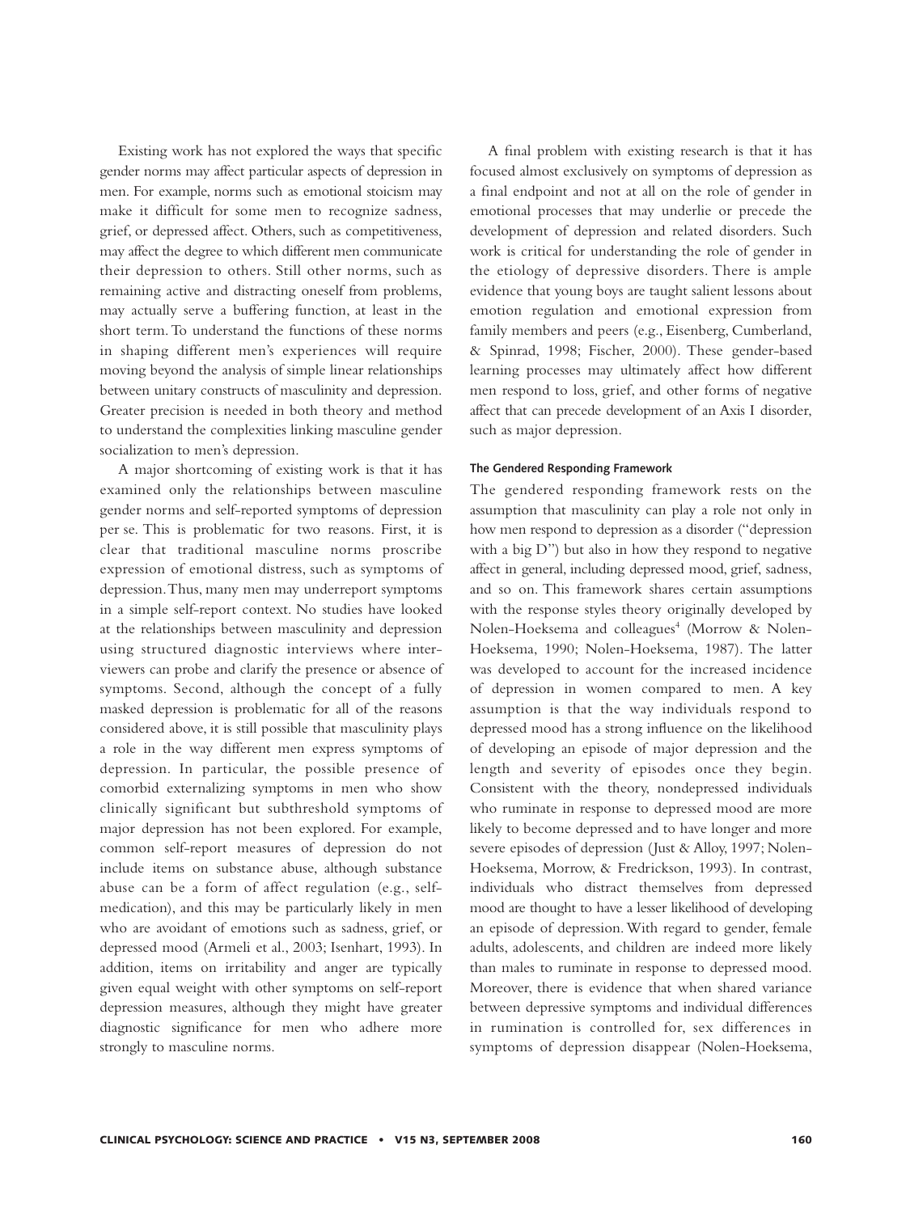Existing work has not explored the ways that specific gender norms may affect particular aspects of depression in men. For example, norms such as emotional stoicism may make it difficult for some men to recognize sadness, grief, or depressed affect. Others, such as competitiveness, may affect the degree to which different men communicate their depression to others. Still other norms, such as remaining active and distracting oneself from problems, may actually serve a buffering function, at least in the short term. To understand the functions of these norms in shaping different men's experiences will require moving beyond the analysis of simple linear relationships between unitary constructs of masculinity and depression. Greater precision is needed in both theory and method to understand the complexities linking masculine gender socialization to men's depression.

A major shortcoming of existing work is that it has examined only the relationships between masculine gender norms and self-reported symptoms of depression per se. This is problematic for two reasons. First, it is clear that traditional masculine norms proscribe expression of emotional distress, such as symptoms of depression. Thus, many men may underreport symptoms in a simple self-report context. No studies have looked at the relationships between masculinity and depression using structured diagnostic interviews where interviewers can probe and clarify the presence or absence of symptoms. Second, although the concept of a fully masked depression is problematic for all of the reasons considered above, it is still possible that masculinity plays a role in the way different men express symptoms of depression. In particular, the possible presence of comorbid externalizing symptoms in men who show clinically significant but subthreshold symptoms of major depression has not been explored. For example, common self-report measures of depression do not include items on substance abuse, although substance abuse can be a form of affect regulation (e.g., self-medication), and this may be particularly likely in men who are avoidant of emotions such as sadness, grief, or depressed mood (Armeli et al., 2003; Isenhart, 1993). In addition, items on irritability and anger are typically given equal weight with other symptoms on self-report depression measures, although they might have greater diagnostic significance for men who adhere more strongly to masculine norms.

A final problem with existing research is that it has focused almost exclusively on symptoms of depression as a final endpoint and not at all on the role of gender in emotional processes that may underlie or precede the development of depression and related disorders. Such work is critical for understanding the role of gender in the etiology of depressive disorders. There is ample evidence that young boys are taught salient lessons about emotion regulation and emotional expression from family members and peers (e.g., Eisenberg, Cumberland, & Spinrad, 1998; Fischer, 2000). These gender-based learning processes may ultimately affect how different men respond to loss, grief, and other forms of negative affect that can precede development of an Axis I disorder, such as major depression.

#### The Gendered Responding Framework

The gendered responding framework rests on the assumption that masculinity can play a role not only in how men respond to depression as a disorder ("depression with a big D") but also in how they respond to negative affect in general, including depressed mood, grief, sadness, and so on. This framework shares certain assumptions with the response styles theory originally developed by Nolen-Hoeksema and colleagues[4] (Morrow & Nolen-Hoeksema, 1990; Nolen-Hoeksema, 1987). The latter was developed to account for the increased incidence of depression in women compared to men. A key assumption is that the way individuals respond to depressed mood has a strong influence on the likelihood of developing an episode of major depression and the length and severity of episodes once they begin. Consistent with the theory, nondepressed individuals who ruminate in response to depressed mood are more likely to become depressed and to have longer and more severe episodes of depression (Just & Alloy, 1997; Nolen-Hoeksema, Morrow, & Fredrickson, 1993). In contrast, individuals who distract themselves from depressed mood are thought to have a lesser likelihood of developing an episode of depression. With regard to gender, female adults, adolescents, and children are indeed more likely than males to ruminate in response to depressed mood. Moreover, there is evidence that when shared variance between depressive symptoms and individual differences in rumination is controlled for, sex differences in symptoms of depression disappear (Nolen-Hoeksema,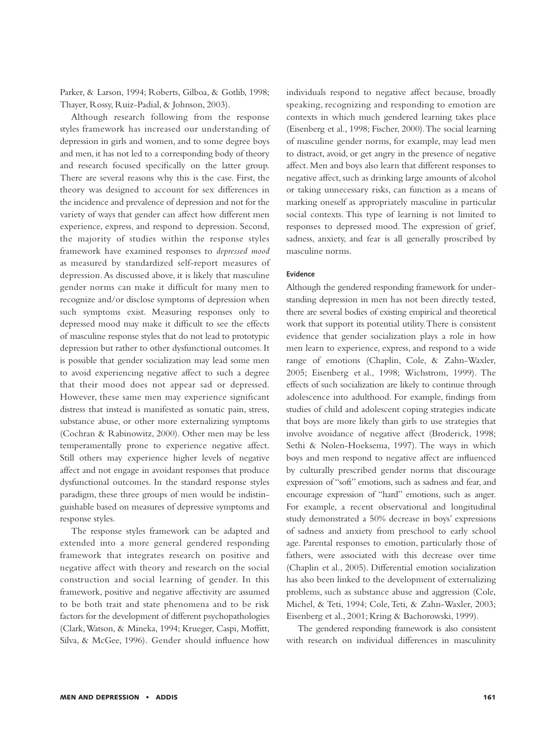Parker, & Larson, 1994; Roberts, Gilboa, & Gotlib, 1998; Thayer, Rossy, Ruiz-Padial, & Johnson, 2003).

Although research following from the response styles framework has increased our understanding of depression in girls and women, and to some degree boys and men, it has not led to a corresponding body of theory and research focused specifically on the latter group. There are several reasons why this is the case. First, the theory was designed to account for sex differences in the incidence and prevalence of depression and not for the variety of ways that gender can affect how different men experience, express, and respond to depression. Second, the majority of studies within the response styles framework have examined responses to *depressed mood* as measured by standardized self-report measures of depression. As discussed above, it is likely that masculine gender norms can make it difficult for many men to recognize and/or disclose symptoms of depression when such symptoms exist. Measuring responses only to depressed mood may make it difficult to see the effects of masculine response styles that do not lead to prototypic depression but rather to other dysfunctional outcomes. It is possible that gender socialization may lead some men to avoid experiencing negative affect to such a degree that their mood does not appear sad or depressed. However, these same men may experience significant distress that instead is manifested as somatic pain, stress, substance abuse, or other more externalizing symptoms (Cochran & Rabinowitz, 2000). Other men may be less temperamentally prone to experience negative affect. Still others may experience higher levels of negative affect and not engage in avoidant responses that produce dysfunctional outcomes. In the standard response styles paradigm, these three groups of men would be indistinguishable based on measures of depressive symptoms and response styles.

The response styles framework can be adapted and extended into a more general gendered responding framework that integrates research on positive and negative affect with theory and research on the social construction and social learning of gender. In this framework, positive and negative affectivity are assumed to be both trait and state phenomena and to be risk factors for the development of different psychopathologies (Clark, Watson, & Mineka, 1994; Krueger, Caspi, Moffitt, Silva, & McGee, 1996). Gender should influence how individuals respond to negative affect because, broadly speaking, recognizing and responding to emotion are contexts in which much gendered learning takes place (Eisenberg et al., 1998; Fischer, 2000). The social learning of masculine gender norms, for example, may lead men to distract, avoid, or get angry in the presence of negative affect. Men and boys also learn that different responses to negative affect, such as drinking large amounts of alcohol or taking unnecessary risks, can function as a means of marking oneself as appropriately masculine in particular social contexts. This type of learning is not limited to responses to depressed mood. The expression of grief, sadness, anxiety, and fear is all generally proscribed by masculine norms.

#### Evidence

Although the gendered responding framework for understanding depression in men has not been directly tested, there are several bodies of existing empirical and theoretical work that support its potential utility. There is consistent evidence that gender socialization plays a role in how men learn to experience, express, and respond to a wide range of emotions (Chaplin, Cole, & Zahn-Waxler, 2005; Eisenberg et al., 1998; Wichstrom, 1999). The effects of such socialization are likely to continue through adolescence into adulthood. For example, findings from studies of child and adolescent coping strategies indicate that boys are more likely than girls to use strategies that involve avoidance of negative affect (Broderick, 1998; Sethi & Nolen-Hoeksema, 1997). The ways in which boys and men respond to negative affect are influenced by culturally prescribed gender norms that discourage expression of "soft" emotions, such as sadness and fear, and encourage expression of "hard" emotions, such as anger. For example, a recent observational and longitudinal study demonstrated a 50% decrease in boys' expressions of sadness and anxiety from preschool to early school age. Parental responses to emotion, particularly those of fathers, were associated with this decrease over time (Chaplin et al., 2005). Differential emotion socialization has also been linked to the development of externalizing problems, such as substance abuse and aggression (Cole, Michel, & Teti, 1994; Cole, Teti, & Zahn-Waxler, 2003; Eisenberg et al., 2001; Kring & Bachorowski, 1999).

The gendered responding framework is also consistent with research on individual differences in masculinity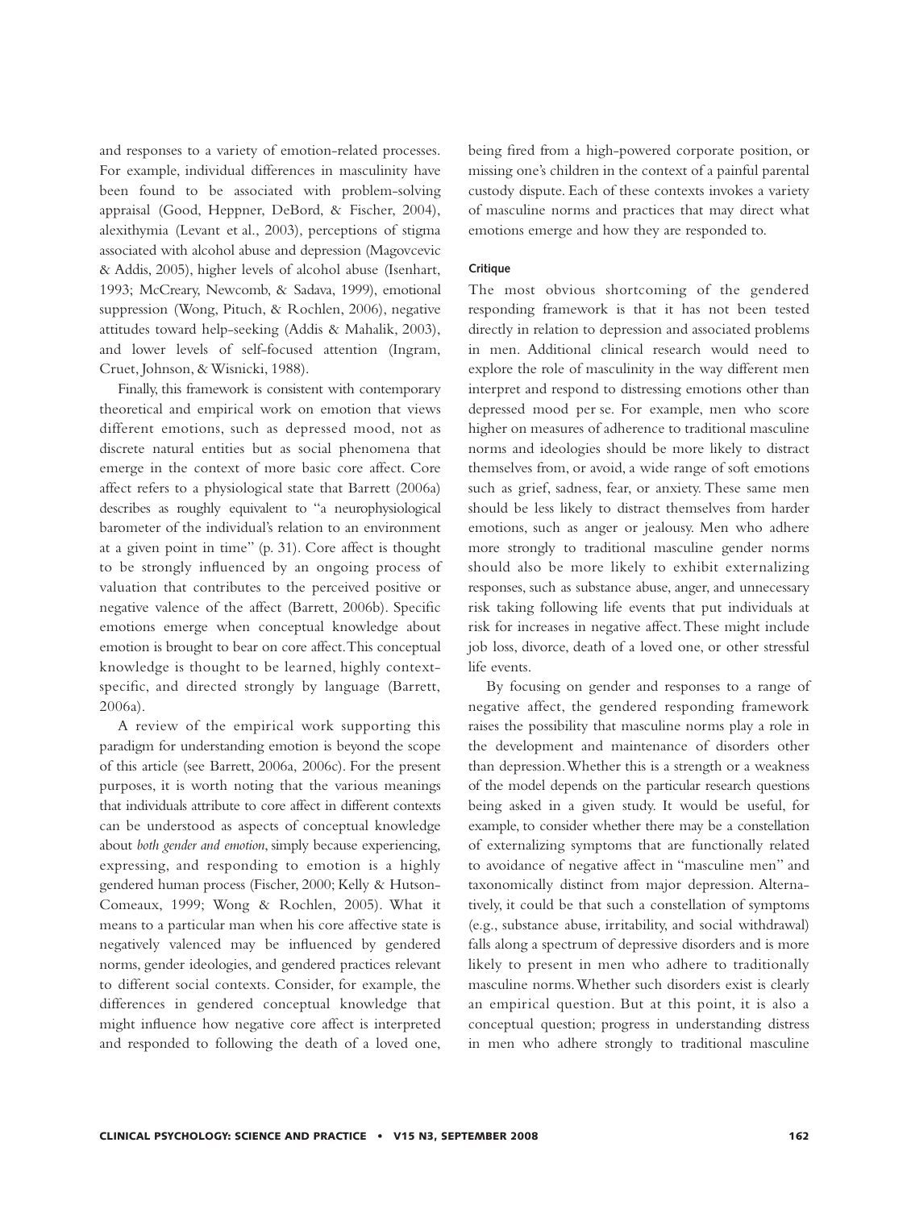and responses to a variety of emotion-related processes. For example, individual differences in masculinity have been found to be associated with problem-solving appraisal (Good, Heppner, DeBord, & Fischer, 2004), alexithymia (Levant et al., 2003), perceptions of stigma associated with alcohol abuse and depression (Magovcevic & Addis, 2005), higher levels of alcohol abuse (Isenhart, 1993; McCreary, Newcomb, & Sadava, 1999), emotional suppression (Wong, Pituch, & Rochlen, 2006), negative attitudes toward help-seeking (Addis & Mahalik, 2003), and lower levels of self-focused attention (Ingram, Cruet, Johnson, & Wisnicki, 1988).

Finally, this framework is consistent with contemporary theoretical and empirical work on emotion that views different emotions, such as depressed mood, not as discrete natural entities but as social phenomena that emerge in the context of more basic core affect. Core affect refers to a physiological state that Barrett (2006a) describes as roughly equivalent to "a neurophysiological barometer of the individual's relation to an environment at a given point in time" (p. 31). Core affect is thought to be strongly influenced by an ongoing process of valuation that contributes to the perceived positive or negative valence of the affect (Barrett, 2006b). Specific emotions emerge when conceptual knowledge about emotion is brought to bear on core affect. This conceptual knowledge is thought to be learned, highly context-specific, and directed strongly by language (Barrett, 2006a).

A review of the empirical work supporting this paradigm for understanding emotion is beyond the scope of this article (see Barrett, 2006a, 2006c). For the present purposes, it is worth noting that the various meanings that individuals attribute to core affect in different contexts can be understood as aspects of conceptual knowledge about *both gender and emotion*, simply because experiencing, expressing, and responding to emotion is a highly gendered human process (Fischer, 2000; Kelly & Hutson-Comeaux, 1999; Wong & Rochlen, 2005). What it means to a particular man when his core affective state is negatively valenced may be influenced by gendered norms, gender ideologies, and gendered practices relevant to different social contexts. Consider, for example, the differences in gendered conceptual knowledge that might influence how negative core affect is interpreted and responded to following the death of a loved one, being fired from a high-powered corporate position, or missing one's children in the context of a painful parental custody dispute. Each of these contexts invokes a variety of masculine norms and practices that may direct what emotions emerge and how they are responded to.

#### Critique

The most obvious shortcoming of the gendered responding framework is that it has not been tested directly in relation to depression and associated problems in men. Additional clinical research would need to explore the role of masculinity in the way different men interpret and respond to distressing emotions other than depressed mood per se. For example, men who score higher on measures of adherence to traditional masculine norms and ideologies should be more likely to distract themselves from, or avoid, a wide range of soft emotions such as grief, sadness, fear, or anxiety. These same men should be less likely to distract themselves from harder emotions, such as anger or jealousy. Men who adhere more strongly to traditional masculine gender norms should also be more likely to exhibit externalizing responses, such as substance abuse, anger, and unnecessary risk taking following life events that put individuals at risk for increases in negative affect. These might include job loss, divorce, death of a loved one, or other stressful life events.

By focusing on gender and responses to a range of negative affect, the gendered responding framework raises the possibility that masculine norms play a role in the development and maintenance of disorders other than depression. Whether this is a strength or a weakness of the model depends on the particular research questions being asked in a given study. It would be useful, for example, to consider whether there may be a constellation of externalizing symptoms that are functionally related to avoidance of negative affect in "masculine men" and taxonomically distinct from major depression. Alternatively, it could be that such a constellation of symptoms (e.g., substance abuse, irritability, and social withdrawal) falls along a spectrum of depressive disorders and is more likely to present in men who adhere to traditionally masculine norms. Whether such disorders exist is clearly an empirical question. But at this point, it is also a conceptual question; progress in understanding distress in men who adhere strongly to traditional masculine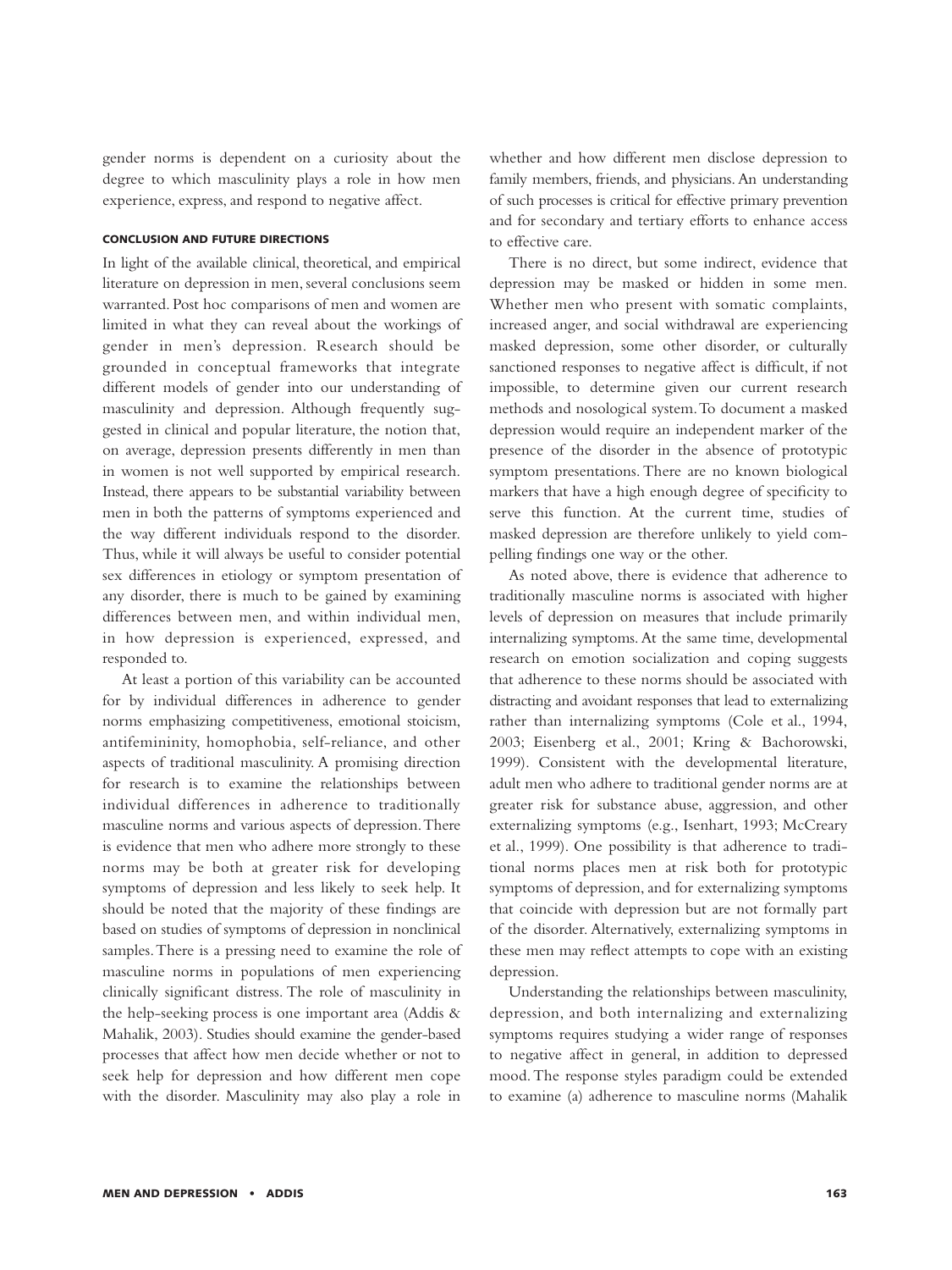gender norms is dependent on a curiosity about the degree to which masculinity plays a role in how men experience, express, and respond to negative affect.

## CONCLUSION AND FUTURE DIRECTIONS

In light of the available clinical, theoretical, and empirical literature on depression in men, several conclusions seem warranted. Post hoc comparisons of men and women are limited in what they can reveal about the workings of gender in men's depression. Research should be grounded in conceptual frameworks that integrate different models of gender into our understanding of masculinity and depression. Although frequently suggested in clinical and popular literature, the notion that, on average, depression presents differently in men than in women is not well supported by empirical research. Instead, there appears to be substantial variability between men in both the patterns of symptoms experienced and the way different individuals respond to the disorder. Thus, while it will always be useful to consider potential sex differences in etiology or symptom presentation of any disorder, there is much to be gained by examining differences between men, and within individual men, in how depression is experienced, expressed, and responded to.

At least a portion of this variability can be accounted for by individual differences in adherence to gender norms emphasizing competitiveness, emotional stoicism, antifemininity, homophobia, self-reliance, and other aspects of traditional masculinity. A promising direction for research is to examine the relationships between individual differences in adherence to traditionally masculine norms and various aspects of depression. There is evidence that men who adhere more strongly to these norms may be both at greater risk for developing symptoms of depression and less likely to seek help. It should be noted that the majority of these findings are based on studies of symptoms of depression in nonclinical samples. There is a pressing need to examine the role of masculine norms in populations of men experiencing clinically significant distress. The role of masculinity in the help-seeking process is one important area (Addis & Mahalik, 2003). Studies should examine the gender-based processes that affect how men decide whether or not to seek help for depression and how different men cope with the disorder. Masculinity may also play a role in whether and how different men disclose depression to family members, friends, and physicians. An understanding of such processes is critical for effective primary prevention and for secondary and tertiary efforts to enhance access to effective care.

There is no direct, but some indirect, evidence that depression may be masked or hidden in some men. Whether men who present with somatic complaints, increased anger, and social withdrawal are experiencing masked depression, some other disorder, or culturally sanctioned responses to negative affect is difficult, if not impossible, to determine given our current research methods and nosological system. To document a masked depression would require an independent marker of the presence of the disorder in the absence of prototypic symptom presentations. There are no known biological markers that have a high enough degree of specificity to serve this function. At the current time, studies of masked depression are therefore unlikely to yield compelling findings one way or the other.

As noted above, there is evidence that adherence to traditionally masculine norms is associated with higher levels of depression on measures that include primarily internalizing symptoms. At the same time, developmental research on emotion socialization and coping suggests that adherence to these norms should be associated with distracting and avoidant responses that lead to externalizing rather than internalizing symptoms (Cole et al., 1994, 2003; Eisenberg et al., 2001; Kring & Bachorowski, 1999). Consistent with the developmental literature, adult men who adhere to traditional gender norms are at greater risk for substance abuse, aggression, and other externalizing symptoms (e.g., Isenhart, 1993; McCreary et al., 1999). One possibility is that adherence to traditional norms places men at risk both for prototypic symptoms of depression, and for externalizing symptoms that coincide with depression but are not formally part of the disorder. Alternatively, externalizing symptoms in these men may reflect attempts to cope with an existing depression.

Understanding the relationships between masculinity, depression, and both internalizing and externalizing symptoms requires studying a wider range of responses to negative affect in general, in addition to depressed mood. The response styles paradigm could be extended to examine (a) adherence to masculine norms (Mahalik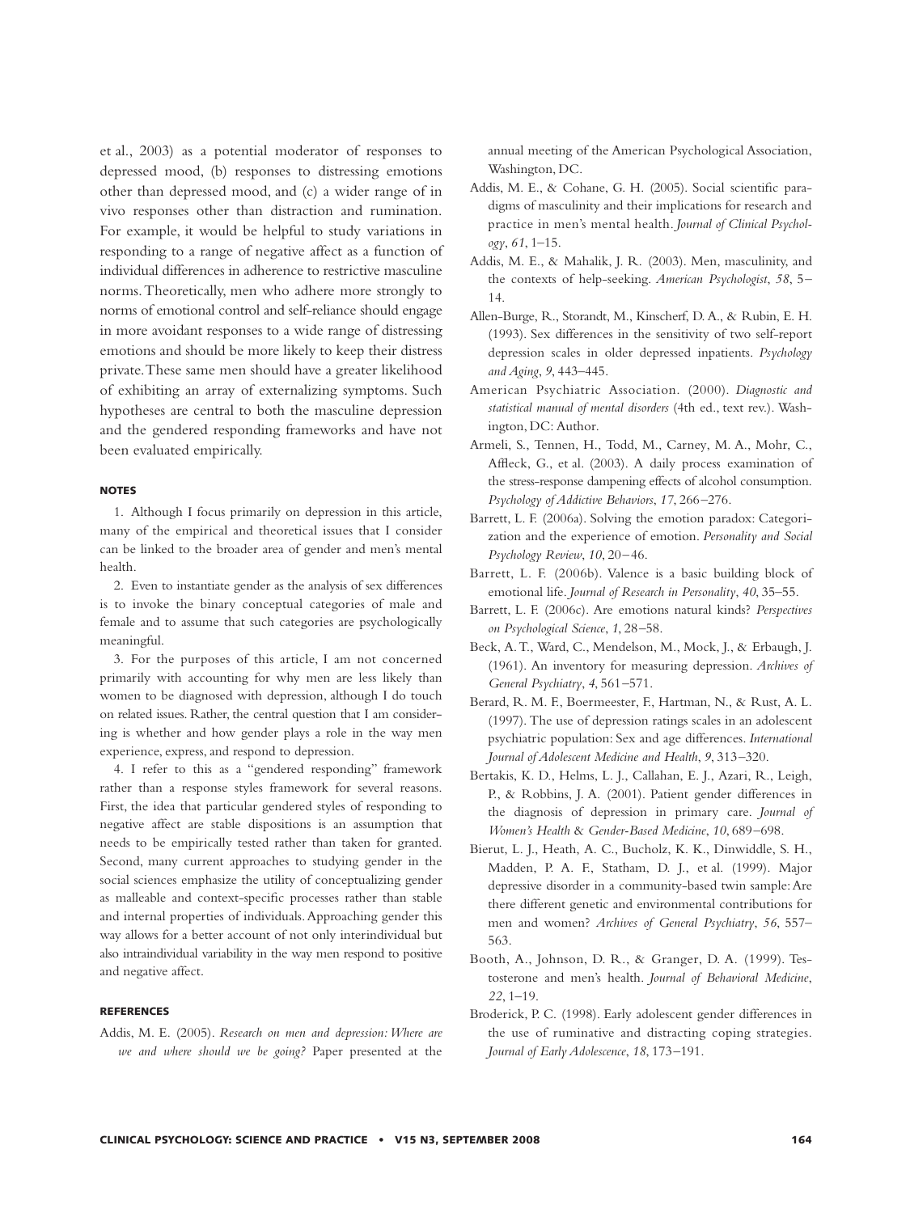et al., 2003) as a potential moderator of responses to depressed mood, (b) responses to distressing emotions other than depressed mood, and (c) a wider range of in vivo responses other than distraction and rumination. For example, it would be helpful to study variations in responding to a range of negative affect as a function of individual differences in adherence to restrictive masculine norms. Theoretically, men who adhere more strongly to norms of emotional control and self-reliance should engage in more avoidant responses to a wide range of distressing emotions and should be more likely to keep their distress private. These same men should have a greater likelihood of exhibiting an array of externalizing symptoms. Such hypotheses are central to both the masculine depression and the gendered responding frameworks and have not been evaluated empirically.

## NOTES

1. Although I focus primarily on depression in this article, many of the empirical and theoretical issues that I consider can be linked to the broader area of gender and men's mental health.

2. Even to instantiate gender as the analysis of sex differences is to invoke the binary conceptual categories of male and female and to assume that such categories are psychologically meaningful.

3. For the purposes of this article, I am not concerned primarily with accounting for why men are less likely than women to be diagnosed with depression, although I do touch on related issues. Rather, the central question that I am considering is whether and how gender plays a role in the way men experience, express, and respond to depression.

4. I refer to this as a "gendered responding" framework rather than a response styles framework for several reasons. First, the idea that particular gendered styles of responding to negative affect are stable dispositions is an assumption that needs to be empirically tested rather than taken for granted. Second, many current approaches to studying gender in the social sciences emphasize the utility of conceptualizing gender as malleable and context-specific processes rather than stable and internal properties of individuals. Approaching gender this way allows for a better account of not only interindividual but also intraindividual variability in the way men respond to positive and negative affect.

## REFERENCES

Addis, M. E. (2005). *Research on men and depression: Where are we and where should we be going?* Paper presented at the annual meeting of the American Psychological Association, Washington, DC.

Addis, M. E., & Cohane, G. H. (2005). Social scientific paradigms of masculinity and their implications for research and practice in men's mental health. *Journal of Clinical Psychology*, *61*, 1–15.

Addis, M. E., & Mahalik, J. R. (2003). Men, masculinity, and the contexts of help-seeking. *American Psychologist*, *58*, 5–14.

Allen-Burge, R., Storandt, M., Kinscherf, D. A., & Rubin, E. H. (1993). Sex differences in the sensitivity of two self-report depression scales in older depressed inpatients. *Psychology and Aging*, *9*, 443–445.

American Psychiatric Association. (2000). *Diagnostic and statistical manual of mental disorders* (4th ed., text rev.). Washington, DC: Author.

Armeli, S., Tennen, H., Todd, M., Carney, M. A., Mohr, C., Affleck, G., et al. (2003). A daily process examination of the stress-response dampening effects of alcohol consumption. *Psychology of Addictive Behaviors*, *17*, 266–276.

Barrett, L. F. (2006a). Solving the emotion paradox: Categorization and the experience of emotion. *Personality and Social Psychology Review*, *10*, 20–46.

Barrett, L. F. (2006b). Valence is a basic building block of emotional life. *Journal of Research in Personality*, *40*, 35–55.

Barrett, L. F. (2006c). Are emotions natural kinds? *Perspectives on Psychological Science*, *1*, 28–58.

Beck, A. T., Ward, C., Mendelson, M., Mock, J., & Erbaugh, J. (1961). An inventory for measuring depression. *Archives of General Psychiatry*, *4*, 561–571.

Berard, R. M. F., Boermeester, F., Hartman, N., & Rust, A. L. (1997). The use of depression ratings scales in an adolescent psychiatric population: Sex and age differences. *International Journal of Adolescent Medicine and Health*, *9*, 313–320.

Bertakis, K. D., Helms, L. J., Callahan, E. J., Azari, R., Leigh, P., & Robbins, J. A. (2001). Patient gender differences in the diagnosis of depression in primary care. *Journal of Women's Health & Gender-Based Medicine*, *10*, 689–698.

Bierut, L. J., Heath, A. C., Bucholz, K. K., Dinwiddle, S. H., Madden, P. A. F., Statham, D. J., et al. (1999). Major depressive disorder in a community-based twin sample: Are there different genetic and environmental contributions for men and women? *Archives of General Psychiatry*, *56*, 557–563.

Booth, A., Johnson, D. R., & Granger, D. A. (1999). Testosterone and men's health. *Journal of Behavioral Medicine*, *22*, 1–19.

Broderick, P. C. (1998). Early adolescent gender differences in the use of ruminative and distracting coping strategies. *Journal of Early Adolescence*, *18*, 173–191.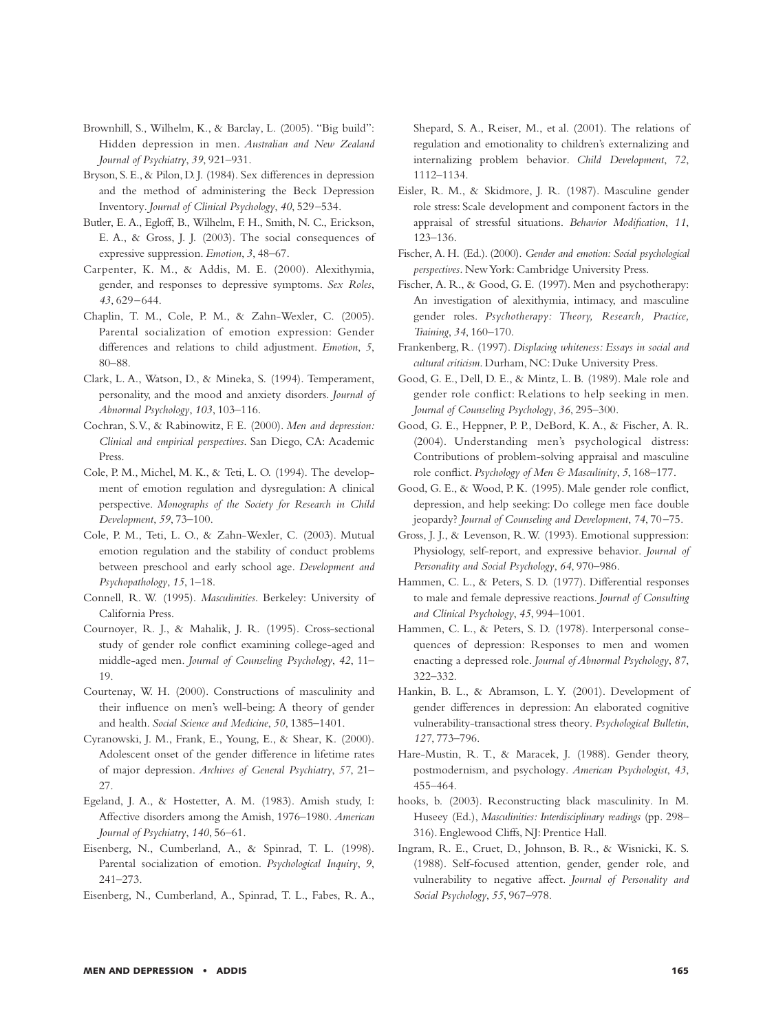Brownhill, S., Wilhelm, K., & Barclay, L. (2005). "Big build": Hidden depression in men. *Australian and New Zealand Journal of Psychiatry*, *39*, 921–931.

Bryson, S. E., & Pilon, D. J. (1984). Sex differences in depression and the method of administering the Beck Depression Inventory. *Journal of Clinical Psychology*, *40*, 529–534.

Butler, E. A., Egloff, B., Wilhelm, F. H., Smith, N. C., Erickson, E. A., & Gross, J. J. (2003). The social consequences of expressive suppression. *Emotion*, *3*, 48–67.

Carpenter, K. M., & Addis, M. E. (2000). Alexithymia, gender, and responses to depressive symptoms. *Sex Roles*, *43*, 629–644.

Chaplin, T. M., Cole, P. M., & Zahn-Wexler, C. (2005). Parental socialization of emotion expression: Gender differences and relations to child adjustment. *Emotion*, *5*, 80–88.

Clark, L. A., Watson, D., & Mineka, S. (1994). Temperament, personality, and the mood and anxiety disorders. *Journal of Abnormal Psychology*, *103*, 103–116.

Cochran, S. V., & Rabinowitz, F. E. (2000). *Men and depression: Clinical and empirical perspectives*. San Diego, CA: Academic Press.

Cole, P. M., Michel, M. K., & Teti, L. O. (1994). The development of emotion regulation and dysregulation: A clinical perspective. *Monographs of the Society for Research in Child Development*, *59*, 73–100.

Cole, P. M., Teti, L. O., & Zahn-Wexler, C. (2003). Mutual emotion regulation and the stability of conduct problems between preschool and early school age. *Development and Psychopathology*, *15*, 1–18.

Connell, R. W. (1995). *Masculinities*. Berkeley: University of California Press.

Cournoyer, R. J., & Mahalik, J. R. (1995). Cross-sectional study of gender role conflict examining college-aged and middle-aged men. *Journal of Counseling Psychology*, *42*, 11–19.

Courtenay, W. H. (2000). Constructions of masculinity and their influence on men's well-being: A theory of gender and health. *Social Science and Medicine*, *50*, 1385–1401.

Cyranowski, J. M., Frank, E., Young, E., & Shear, K. (2000). Adolescent onset of the gender difference in lifetime rates of major depression. *Archives of General Psychiatry*, *57*, 21–27.

Egeland, J. A., & Hostetter, A. M. (1983). Amish study, I: Affective disorders among the Amish, 1976–1980. *American Journal of Psychiatry*, *140*, 56–61.

Eisenberg, N., Cumberland, A., & Spinrad, T. L. (1998). Parental socialization of emotion. *Psychological Inquiry*, *9*, 241–273.

Eisenberg, N., Cumberland, A., Spinrad, T. L., Fabes, R. A., Shepard, S. A., Reiser, M., et al. (2001). The relations of regulation and emotionality to children's externalizing and internalizing problem behavior. *Child Development*, *72*, 1112–1134.

Eisler, R. M., & Skidmore, J. R. (1987). Masculine gender role stress: Scale development and component factors in the appraisal of stressful situations. *Behavior Modification*, *11*, 123–136.

Fischer, A. H. (Ed.). (2000). *Gender and emotion: Social psychological perspectives*. New York: Cambridge University Press.

Fischer, A. R., & Good, G. E. (1997). Men and psychotherapy: An investigation of alexithymia, intimacy, and masculine gender roles. *Psychotherapy: Theory, Research, Practice, Training*, *34*, 160–170.

Frankenberg, R. (1997). *Displacing whiteness: Essays in social and cultural criticism*. Durham, NC: Duke University Press.

Good, G. E., Dell, D. E., & Mintz, L. B. (1989). Male role and gender role conflict: Relations to help seeking in men. *Journal of Counseling Psychology*, *36*, 295–300.

Good, G. E., Heppner, P. P., DeBord, K. A., & Fischer, A. R. (2004). Understanding men's psychological distress: Contributions of problem-solving appraisal and masculine role conflict. *Psychology of Men & Masculinity*, *5*, 168–177.

Good, G. E., & Wood, P. K. (1995). Male gender role conflict, depression, and help seeking: Do college men face double jeopardy? *Journal of Counseling and Development*, *74*, 70–75.

Gross, J. J., & Levenson, R. W. (1993). Emotional suppression: Physiology, self-report, and expressive behavior. *Journal of Personality and Social Psychology*, *64*, 970–986.

Hammen, C. L., & Peters, S. D. (1977). Differential responses to male and female depressive reactions. *Journal of Consulting and Clinical Psychology*, *45*, 994–1001.

Hammen, C. L., & Peters, S. D. (1978). Interpersonal consequences of depression: Responses to men and women enacting a depressed role. *Journal of Abnormal Psychology*, *87*, 322–332.

Hankin, B. L., & Abramson, L. Y. (2001). Development of gender differences in depression: An elaborated cognitive vulnerability-transactional stress theory. *Psychological Bulletin*, *127*, 773–796.

Hare-Mustin, R. T., & Maracek, J. (1988). Gender theory, postmodernism, and psychology. *American Psychologist*, *43*, 455–464.

hooks, b. (2003). Reconstructing black masculinity. In M. Huseey (Ed.), *Masculinities: Interdisciplinary readings* (pp. 298–316). Englewood Cliffs, NJ: Prentice Hall.

Ingram, R. E., Cruet, D., Johnson, B. R., & Wisnicki, K. S. (1988). Self-focused attention, gender, gender role, and vulnerability to negative affect. *Journal of Personality and Social Psychology*, *55*, 967–978.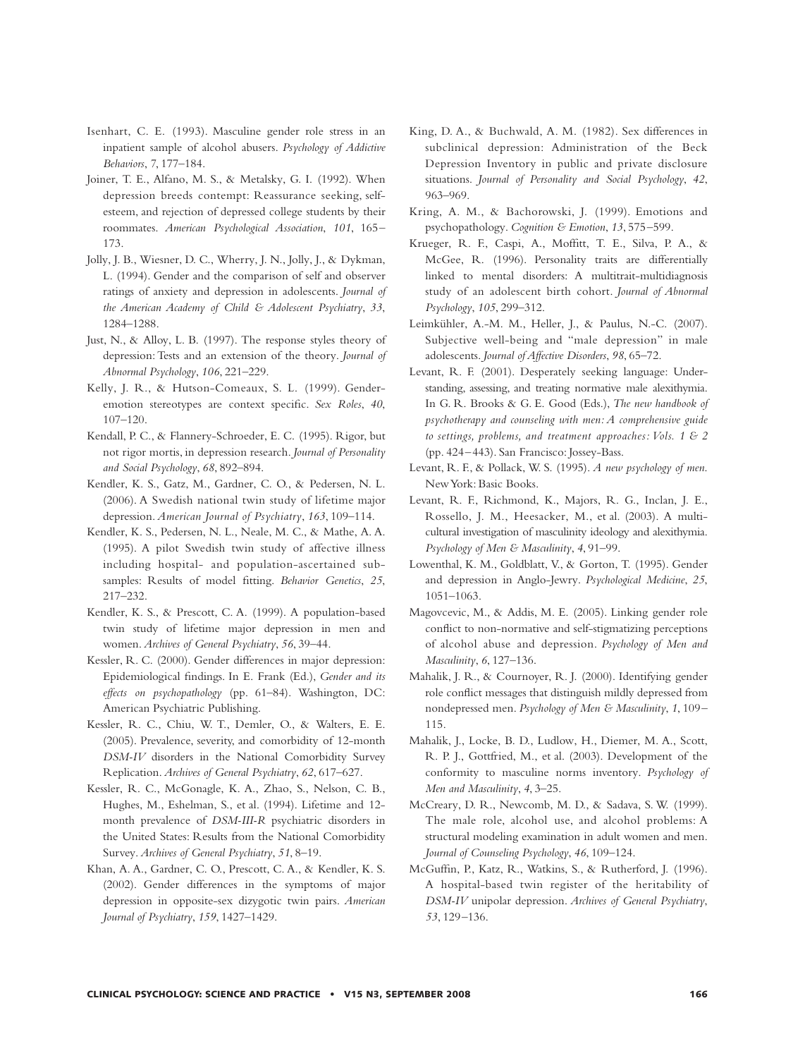Isenhart, C. E. (1993). Masculine gender role stress in an inpatient sample of alcohol abusers. *Psychology of Addictive Behaviors*, *7*, 177–184.

Joiner, T. E., Alfano, M. S., & Metalsky, G. I. (1992). When depression breeds contempt: Reassurance seeking, self-esteem, and rejection of depressed college students by their roommates. *American Psychological Association*, *101*, 165–173.

Jolly, J. B., Wiesner, D. C., Wherry, J. N., Jolly, J., & Dykman, L. (1994). Gender and the comparison of self and observer ratings of anxiety and depression in adolescents. *Journal of the American Academy of Child & Adolescent Psychiatry*, *33*, 1284–1288.

Just, N., & Alloy, L. B. (1997). The response styles theory of depression: Tests and an extension of the theory. *Journal of Abnormal Psychology*, *106*, 221–229.

Kelly, J. R., & Hutson-Comeaux, S. L. (1999). Gender-emotion stereotypes are context specific. *Sex Roles*, *40*, 107–120.

Kendall, P. C., & Flannery-Schroeder, E. C. (1995). Rigor, but not rigor mortis, in depression research. *Journal of Personality and Social Psychology*, *68*, 892–894.

Kendler, K. S., Gatz, M., Gardner, C. O., & Pedersen, N. L. (2006). A Swedish national twin study of lifetime major depression. *American Journal of Psychiatry*, *163*, 109–114.

Kendler, K. S., Pedersen, N. L., Neale, M. C., & Mathe, A. A. (1995). A pilot Swedish twin study of affective illness including hospital- and population-ascertained subsamples: Results of model fitting. *Behavior Genetics*, *25*, 217–232.

Kendler, K. S., & Prescott, C. A. (1999). A population-based twin study of lifetime major depression in men and women. *Archives of General Psychiatry*, *56*, 39–44.

Kessler, R. C. (2000). Gender differences in major depression: Epidemiological findings. In E. Frank (Ed.), *Gender and its effects on psychopathology* (pp. 61–84). Washington, DC: American Psychiatric Publishing.

Kessler, R. C., Chiu, W. T., Demler, O., & Walters, E. E. (2005). Prevalence, severity, and comorbidity of 12-month *DSM-IV* disorders in the National Comorbidity Survey Replication. *Archives of General Psychiatry*, *62*, 617–627.

Kessler, R. C., McGonagle, K. A., Zhao, S., Nelson, C. B., Hughes, M., Eshelman, S., et al. (1994). Lifetime and 12-month prevalence of *DSM-III-R* psychiatric disorders in the United States: Results from the National Comorbidity Survey. *Archives of General Psychiatry*, *51*, 8–19.

Khan, A. A., Gardner, C. O., Prescott, C. A., & Kendler, K. S. (2002). Gender differences in the symptoms of major depression in opposite-sex dizygotic twin pairs. *American Journal of Psychiatry*, *159*, 1427–1429.

King, D. A., & Buchwald, A. M. (1982). Sex differences in subclinical depression: Administration of the Beck Depression Inventory in public and private disclosure situations. *Journal of Personality and Social Psychology*, *42*, 963–969.

Kring, A. M., & Bachorowski, J. (1999). Emotions and psychopathology. *Cognition & Emotion*, *13*, 575–599.

Krueger, R. F., Caspi, A., Moffitt, T. E., Silva, P. A., & McGee, R. (1996). Personality traits are differentially linked to mental disorders: A multitrait-multidiagnosis study of an adolescent birth cohort. *Journal of Abnormal Psychology*, *105*, 299–312.

Leimkühler, A.-M. M., Heller, J., & Paulus, N.-C. (2007). Subjective well-being and "male depression" in male adolescents. *Journal of Affective Disorders*, *98*, 65–72.

Levant, R. F. (2001). Desperately seeking language: Understanding, assessing, and treating normative male alexithymia. In G. R. Brooks & G. E. Good (Eds.), *The new handbook of psychotherapy and counseling with men: A comprehensive guide to settings, problems, and treatment approaches: Vols. 1 & 2* (pp. 424–443). San Francisco: Jossey-Bass.

Levant, R. F., & Pollack, W. S. (1995). *A new psychology of men*. New York: Basic Books.

Levant, R. F., Richmond, K., Majors, R. G., Inclan, J. E., Rossello, J. M., Heesacker, M., et al. (2003). A multicultural investigation of masculinity ideology and alexithymia. *Psychology of Men & Masculinity*, *4*, 91–99.

Lowenthal, K. M., Goldblatt, V., & Gorton, T. (1995). Gender and depression in Anglo-Jewry. *Psychological Medicine*, *25*, 1051–1063.

Magovcevic, M., & Addis, M. E. (2005). Linking gender role conflict to non-normative and self-stigmatizing perceptions of alcohol abuse and depression. *Psychology of Men and Masculinity*, *6*, 127–136.

Mahalik, J. R., & Cournoyer, R. J. (2000). Identifying gender role conflict messages that distinguish mildly depressed from nondepressed men. *Psychology of Men & Masculinity*, *1*, 109–115.

Mahalik, J., Locke, B. D., Ludlow, H., Diemer, M. A., Scott, R. P. J., Gottfried, M., et al. (2003). Development of the conformity to masculine norms inventory. *Psychology of Men and Masculinity*, *4*, 3–25.

McCreary, D. R., Newcomb, M. D., & Sadava, S. W. (1999). The male role, alcohol use, and alcohol problems: A structural modeling examination in adult women and men. *Journal of Counseling Psychology*, *46*, 109–124.

McGuffin, P., Katz, R., Watkins, S., & Rutherford, J. (1996). A hospital-based twin register of the heritability of *DSM-IV* unipolar depression. *Archives of General Psychiatry*, *53*, 129–136.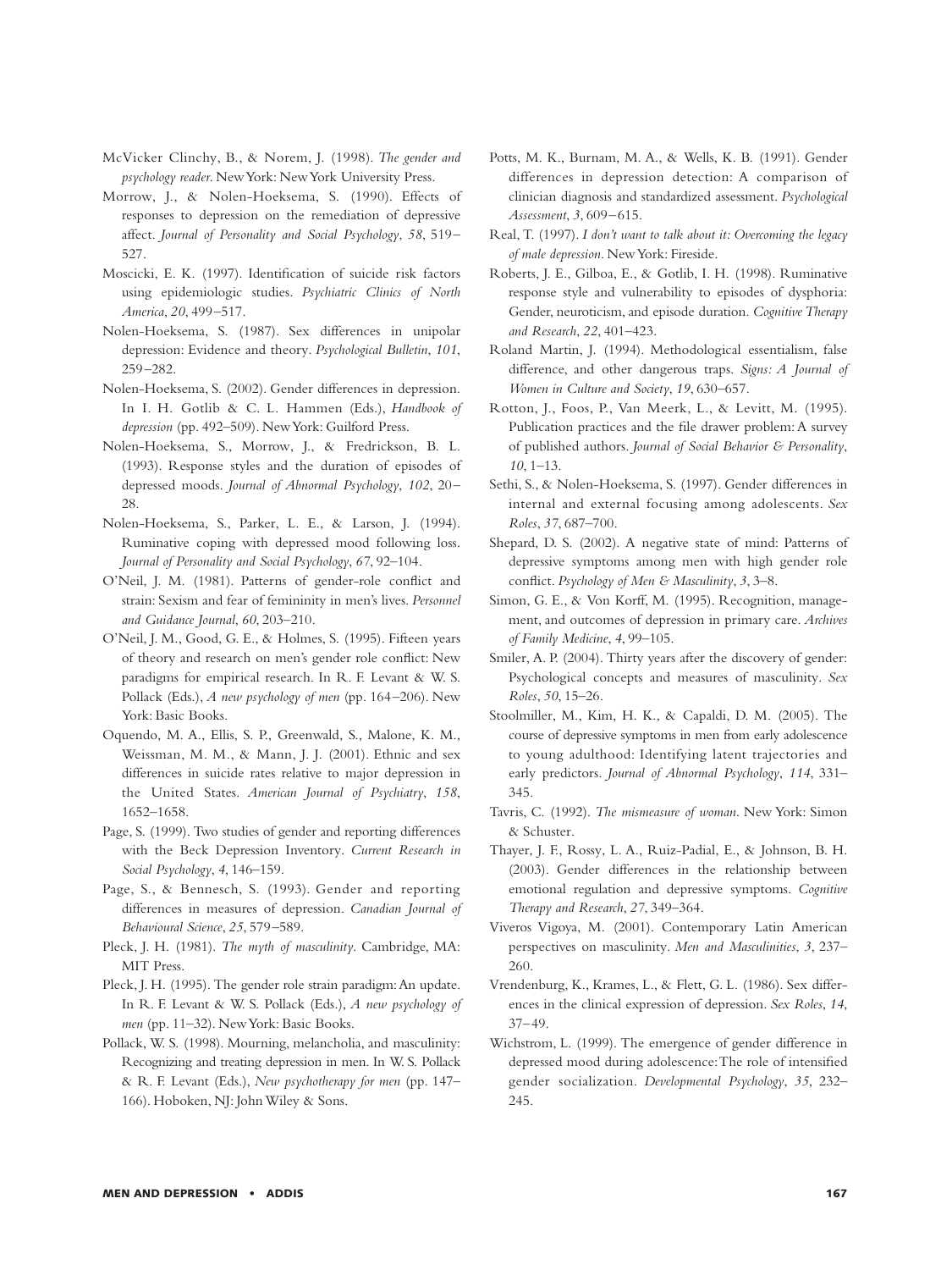McVicker Clinchy, B., & Norem, J. (1998). *The gender and psychology reader*. New York: New York University Press.

Morrow, J., & Nolen-Hoeksema, S. (1990). Effects of responses to depression on the remediation of depressive affect. *Journal of Personality and Social Psychology*, *58*, 519–527.

Moscicki, E. K. (1997). Identification of suicide risk factors using epidemiologic studies. *Psychiatric Clinics of North America*, *20*, 499–517.

Nolen-Hoeksema, S. (1987). Sex differences in unipolar depression: Evidence and theory. *Psychological Bulletin*, *101*, 259–282.

Nolen-Hoeksema, S. (2002). Gender differences in depression. In I. H. Gotlib & C. L. Hammen (Eds.), *Handbook of depression* (pp. 492–509). New York: Guilford Press.

Nolen-Hoeksema, S., Morrow, J., & Fredrickson, B. L. (1993). Response styles and the duration of episodes of depressed moods. *Journal of Abnormal Psychology*, *102*, 20–28.

Nolen-Hoeksema, S., Parker, L. E., & Larson, J. (1994). Ruminative coping with depressed mood following loss. *Journal of Personality and Social Psychology*, *67*, 92–104.

O'Neil, J. M. (1981). Patterns of gender-role conflict and strain: Sexism and fear of femininity in men's lives. *Personnel and Guidance Journal*, *60*, 203–210.

O'Neil, J. M., Good, G. E., & Holmes, S. (1995). Fifteen years of theory and research on men's gender role conflict: New paradigms for empirical research. In R. F. Levant & W. S. Pollack (Eds.), *A new psychology of men* (pp. 164–206). New York: Basic Books.

Oquendo, M. A., Ellis, S. P., Greenwald, S., Malone, K. M., Weissman, M. M., & Mann, J. J. (2001). Ethnic and sex differences in suicide rates relative to major depression in the United States. *American Journal of Psychiatry*, *158*, 1652–1658.

Page, S. (1999). Two studies of gender and reporting differences with the Beck Depression Inventory. *Current Research in Social Psychology*, *4*, 146–159.

Page, S., & Bennesch, S. (1993). Gender and reporting differences in measures of depression. *Canadian Journal of Behavioural Science*, *25*, 579–589.

Pleck, J. H. (1981). *The myth of masculinity*. Cambridge, MA: MIT Press.

Pleck, J. H. (1995). The gender role strain paradigm: An update. In R. F. Levant & W. S. Pollack (Eds.), *A new psychology of men* (pp. 11–32). New York: Basic Books.

Pollack, W. S. (1998). Mourning, melancholia, and masculinity: Recognizing and treating depression in men. In W. S. Pollack & R. F. Levant (Eds.), *New psychotherapy for men* (pp. 147–166). Hoboken, NJ: John Wiley & Sons.

Potts, M. K., Burnam, M. A., & Wells, K. B. (1991). Gender differences in depression detection: A comparison of clinician diagnosis and standardized assessment. *Psychological Assessment*, *3*, 609–615.

Real, T. (1997). *I don't want to talk about it: Overcoming the legacy of male depression*. New York: Fireside.

Roberts, J. E., Gilboa, E., & Gotlib, I. H. (1998). Ruminative response style and vulnerability to episodes of dysphoria: Gender, neuroticism, and episode duration. *Cognitive Therapy and Research*, *22*, 401–423.

Roland Martin, J. (1994). Methodological essentialism, false difference, and other dangerous traps. *Signs: A Journal of Women in Culture and Society*, *19*, 630–657.

Rotton, J., Foos, P., Van Meerk, L., & Levitt, M. (1995). Publication practices and the file drawer problem: A survey of published authors. *Journal of Social Behavior & Personality*, *10*, 1–13.

Sethi, S., & Nolen-Hoeksema, S. (1997). Gender differences in internal and external focusing among adolescents. *Sex Roles*, *37*, 687–700.

Shepard, D. S. (2002). A negative state of mind: Patterns of depressive symptoms among men with high gender role conflict. *Psychology of Men & Masculinity*, *3*, 3–8.

Simon, G. E., & Von Korff, M. (1995). Recognition, management, and outcomes of depression in primary care. *Archives of Family Medicine*, *4*, 99–105.

Smiler, A. P. (2004). Thirty years after the discovery of gender: Psychological concepts and measures of masculinity. *Sex Roles*, *50*, 15–26.

Stoolmiller, M., Kim, H. K., & Capaldi, D. M. (2005). The course of depressive symptoms in men from early adolescence to young adulthood: Identifying latent trajectories and early predictors. *Journal of Abnormal Psychology*, *114*, 331–345.

Tavris, C. (1992). *The mismeasure of woman*. New York: Simon & Schuster.

Thayer, J. F., Rossy, L. A., Ruiz-Padial, E., & Johnson, B. H. (2003). Gender differences in the relationship between emotional regulation and depressive symptoms. *Cognitive Therapy and Research*, *27*, 349–364.

Viveros Vigoya, M. (2001). Contemporary Latin American perspectives on masculinity. *Men and Masculinities*, *3*, 237–260.

Vrendenburg, K., Krames, L., & Flett, G. L. (1986). Sex differences in the clinical expression of depression. *Sex Roles*, *14*, 37–49.

Wichstrom, L. (1999). The emergence of gender difference in depressed mood during adolescence: The role of intensified gender socialization. *Developmental Psychology*, *35*, 232–245.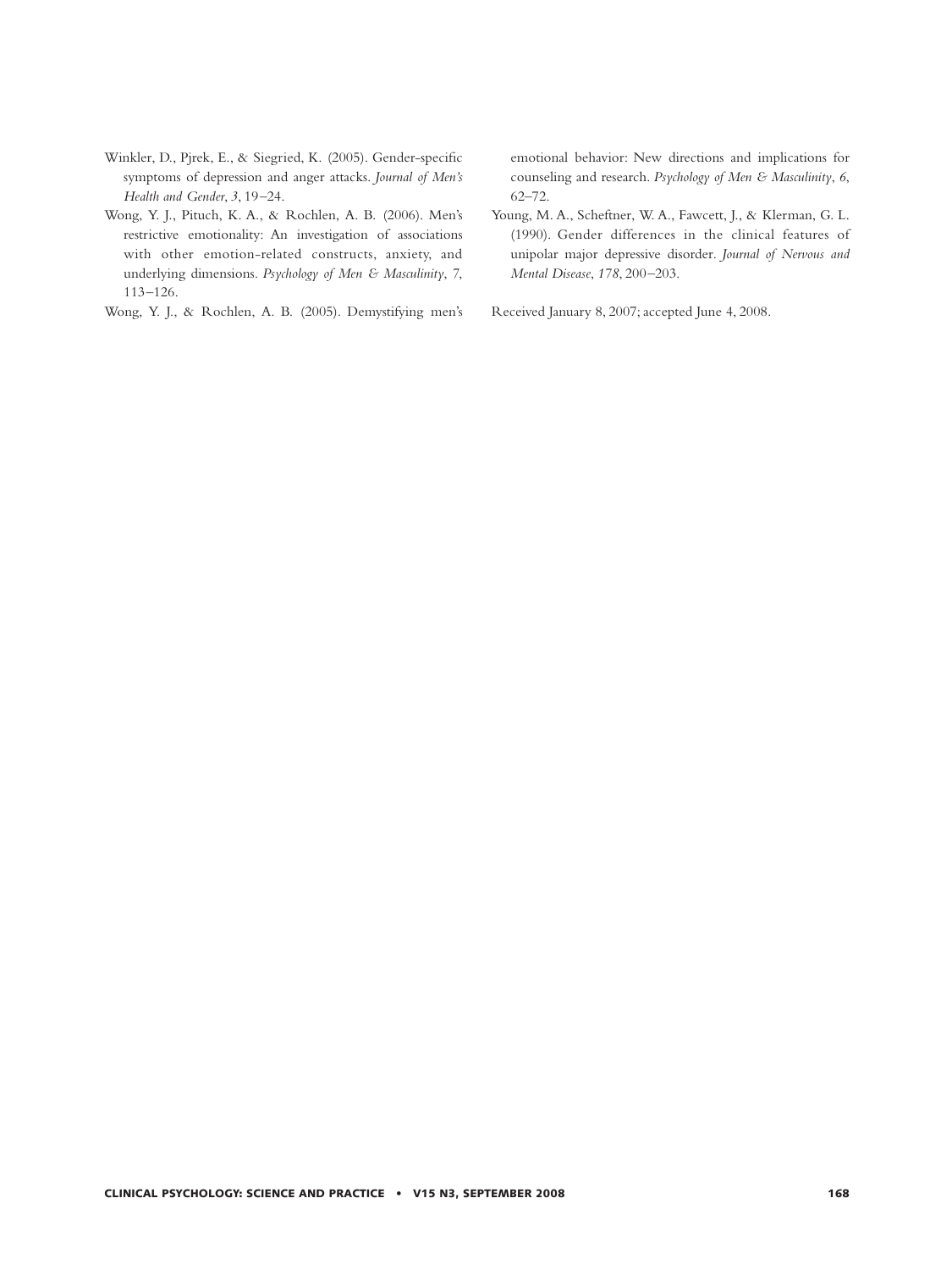Winkler, D., Pjrek, E., & Siegried, K. (2005). Gender-specific symptoms of depression and anger attacks. *Journal of Men's Health and Gender, 3*, 19–24.

Wong, Y. J., Pituch, K. A., & Rochlen, A. B. (2006). Men's restrictive emotionality: An investigation of associations with other emotion-related constructs, anxiety, and underlying dimensions. *Psychology of Men & Masculinity*, *7*, 113–126.

Wong, Y. J., & Rochlen, A. B. (2005). Demystifying men's emotional behavior: New directions and implications for counseling and research. *Psychology of Men & Masculinity*, *6*, 62–72.

Young, M. A., Scheftner, W. A., Fawcett, J., & Klerman, G. L. (1990). Gender differences in the clinical features of unipolar major depressive disorder. *Journal of Nervous and Mental Disease*, *178*, 200–203.

Received January 8, 2007; accepted June 4, 2008.